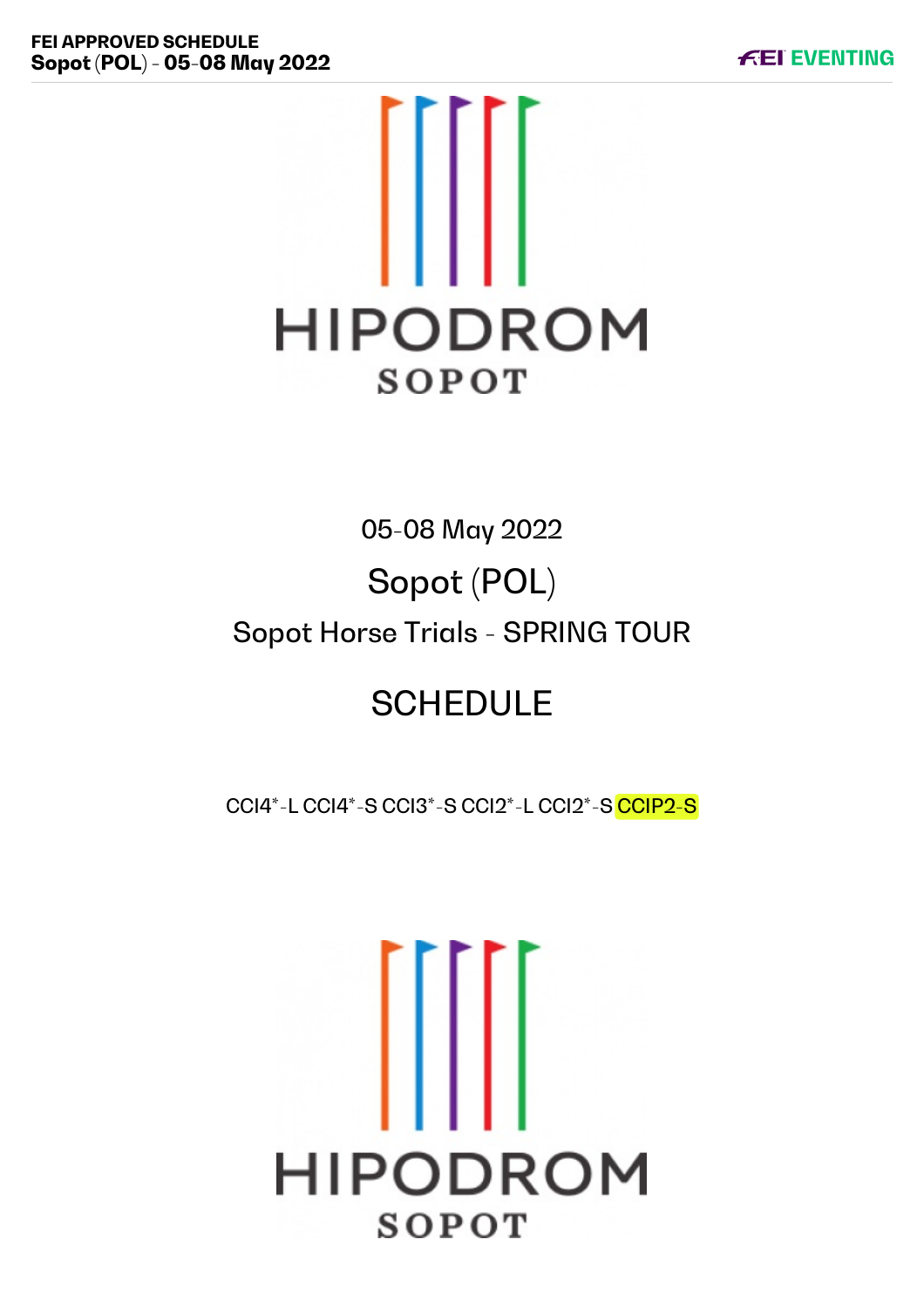# HIPODROM SOPOT

05-08 May 2022

## Sopot (POL)

### Sopot Horse Trials - SPRING TOUR

## SCHEDULE

CCI4*-L CCI4*-S CCI3*-S CCI2*-L CCI2*-S CCIP2-S

HIPODROM SOPOT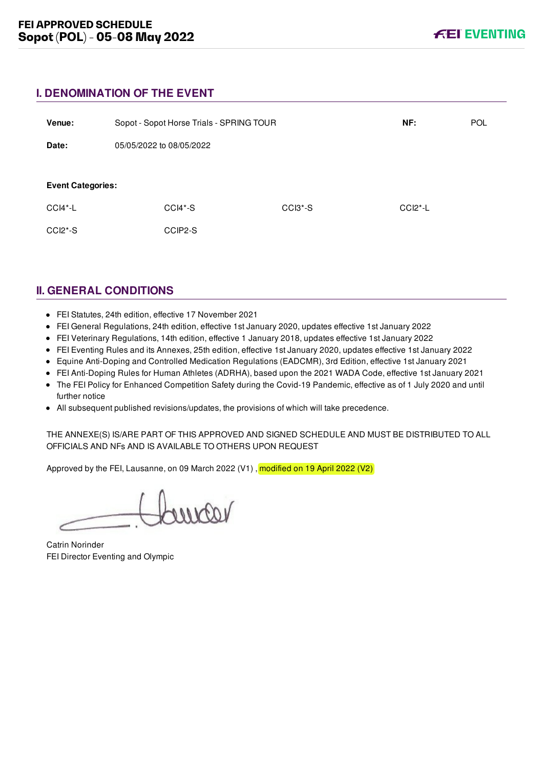## I. DENOMINATION OF THE EVENT

| | | | |
|---|---|---|---|
| **Venue:** | Sopot - Sopot Horse Trials - SPRING TOUR | **NF:** | POL |
| **Date:** | 05/05/2022 to 08/05/2022 | | |

**Event Categories:**

| | | | |
|---|---|---|---|
| CCI4*-L | CCI4*-S | CCI3*-S | CCI2*-L |
| CCI2*-S | CCIP2-S | | |

## II. GENERAL CONDITIONS

- FEI Statutes, 24th edition, effective 17 November 2021
- FEI General Regulations, 24th edition, effective 1st January 2020, updates effective 1st January 2022
- FEI Veterinary Regulations, 14th edition, effective 1 January 2018, updates effective 1st January 2022
- FEI Eventing Rules and its Annexes, 25th edition, effective 1st January 2020, updates effective 1st January 2022
- Equine Anti-Doping and Controlled Medication Regulations (EADCMR), 3rd Edition, effective 1st January 2021
- FEI Anti-Doping Rules for Human Athletes (ADRHA), based upon the 2021 WADA Code, effective 1st January 2021
- The FEI Policy for Enhanced Competition Safety during the Covid-19 Pandemic, effective as of 1 July 2020 and until further notice
- All subsequent published revisions/updates, the provisions of which will take precedence.

THE ANNEXE(S) IS/ARE PART OF THIS APPROVED AND SIGNED SCHEDULE AND MUST BE DISTRIBUTED TO ALL OFFICIALS AND NFs AND IS AVAILABLE TO OTHERS UPON REQUEST

Approved by the FEI, Lausanne, on 09 March 2022 (V1) , modified on 19 April 2022 (V2)

Catrin Norinder
FEI Director Eventing and Olympic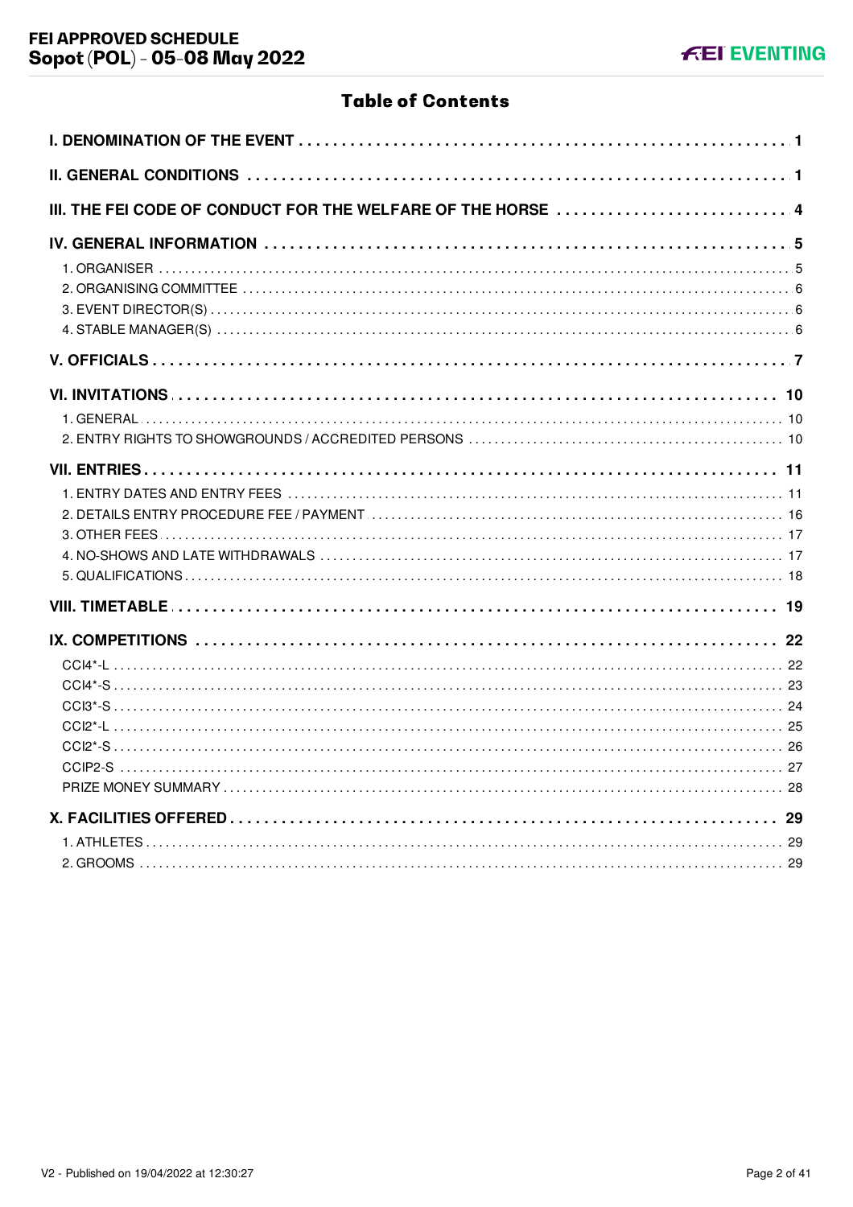# Table of Contents

**I. DENOMINATION OF THE EVENT** .... 1

**II. GENERAL CONDITIONS** .... 1

**III. THE FEI CODE OF CONDUCT FOR THE WELFARE OF THE HORSE** .... 4

**IV. GENERAL INFORMATION** .... 5

- 1. ORGANISER .... 5
- 2. ORGANISING COMMITTEE .... 6
- 3. EVENT DIRECTOR(S) .... 6
- 4. STABLE MANAGER(S) .... 6

**V. OFFICIALS** .... 7

**VI. INVITATIONS** .... 10

- 1. GENERAL .... 10
- 2. ENTRY RIGHTS TO SHOWGROUNDS / ACCREDITED PERSONS .... 10

**VII. ENTRIES** .... 11

- 1. ENTRY DATES AND ENTRY FEES .... 11
- 2. DETAILS ENTRY PROCEDURE FEE / PAYMENT .... 16
- 3. OTHER FEES .... 17
- 4. NO-SHOWS AND LATE WITHDRAWALS .... 17
- 5. QUALIFICATIONS .... 18

**VIII. TIMETABLE** .... 19

**IX. COMPETITIONS** .... 22

- CCI4*-L .... 22
- CCI4*-S .... 23
- CCI3*-S .... 24
- CCI2*-L .... 25
- CCI2*-S .... 26
- CCIP2-S .... 27
- PRIZE MONEY SUMMARY .... 28

**X. FACILITIES OFFERED** .... 29

- 1. ATHLETES .... 29
- 2. GROOMS .... 29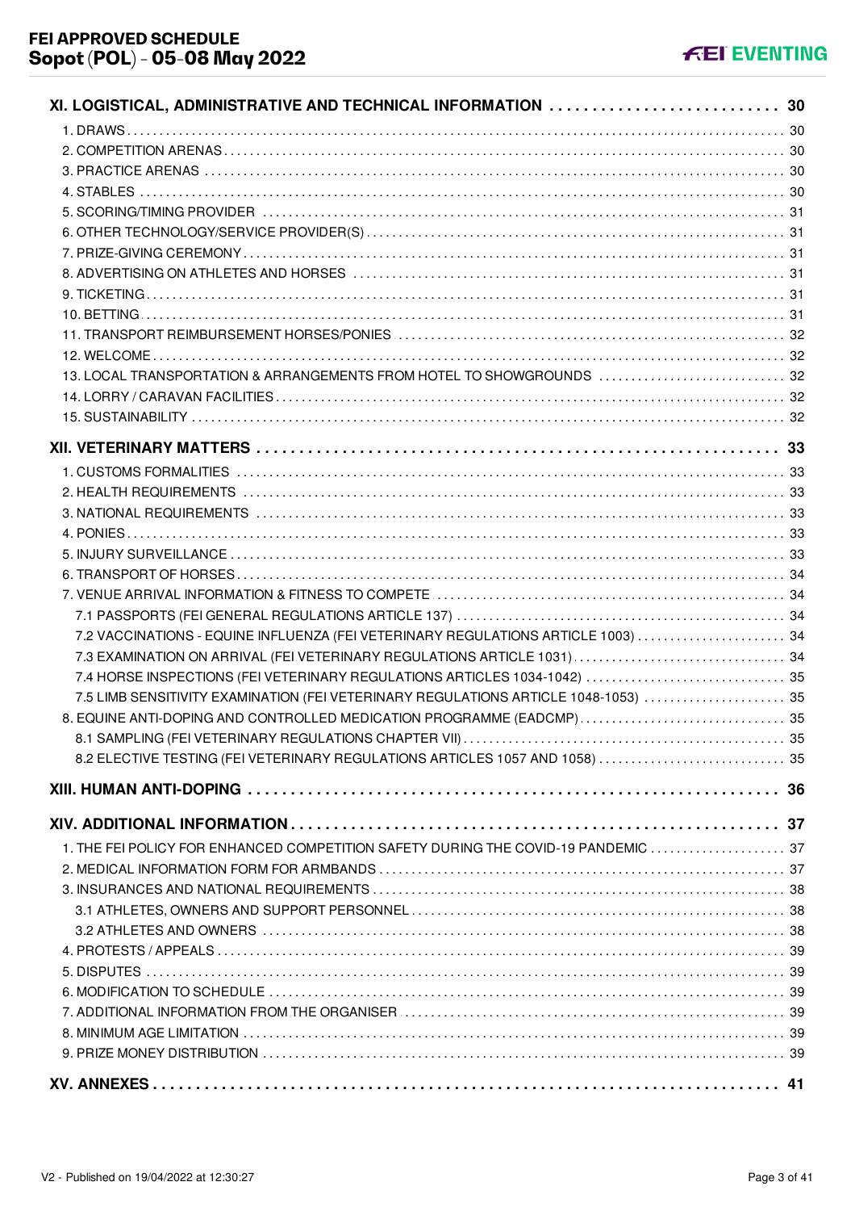**XI. LOGISTICAL, ADMINISTRATIVE AND TECHNICAL INFORMATION ... 30**

1. DRAWS ... 30
2. COMPETITION ARENAS ... 30
3. PRACTICE ARENAS ... 30
4. STABLES ... 30
5. SCORING/TIMING PROVIDER ... 31
6. OTHER TECHNOLOGY/SERVICE PROVIDER(S) ... 31
7. PRIZE-GIVING CEREMONY ... 31
8. ADVERTISING ON ATHLETES AND HORSES ... 31
9. TICKETING ... 31
10. BETTING ... 31
11. TRANSPORT REIMBURSEMENT HORSES/PONIES ... 32
12. WELCOME ... 32
13. LOCAL TRANSPORTATION & ARRANGEMENTS FROM HOTEL TO SHOWGROUNDS ... 32
14. LORRY / CARAVAN FACILITIES ... 32
15. SUSTAINABILITY ... 32

**XII. VETERINARY MATTERS ... 33**

1. CUSTOMS FORMALITIES ... 33
2. HEALTH REQUIREMENTS ... 33
3. NATIONAL REQUIREMENTS ... 33
4. PONIES ... 33
5. INJURY SURVEILLANCE ... 33
6. TRANSPORT OF HORSES ... 34
7. VENUE ARRIVAL INFORMATION & FITNESS TO COMPETE ... 34
   - 7.1 PASSPORTS (FEI GENERAL REGULATIONS ARTICLE 137) ... 34
   - 7.2 VACCINATIONS - EQUINE INFLUENZA (FEI VETERINARY REGULATIONS ARTICLE 1003) ... 34
   - 7.3 EXAMINATION ON ARRIVAL (FEI VETERINARY REGULATIONS ARTICLE 1031) ... 34
   - 7.4 HORSE INSPECTIONS (FEI VETERINARY REGULATIONS ARTICLES 1034-1042) ... 35
   - 7.5 LIMB SENSITIVITY EXAMINATION (FEI VETERINARY REGULATIONS ARTICLE 1048-1053) ... 35
8. EQUINE ANTI-DOPING AND CONTROLLED MEDICATION PROGRAMME (EADCMP) ... 35
   - 8.1 SAMPLING (FEI VETERINARY REGULATIONS CHAPTER VII) ... 35
   - 8.2 ELECTIVE TESTING (FEI VETERINARY REGULATIONS ARTICLES 1057 AND 1058) ... 35

**XIII. HUMAN ANTI-DOPING ... 36**

**XIV. ADDITIONAL INFORMATION ... 37**

1. THE FEI POLICY FOR ENHANCED COMPETITION SAFETY DURING THE COVID-19 PANDEMIC ... 37
2. MEDICAL INFORMATION FORM FOR ARMBANDS ... 37
3. INSURANCES AND NATIONAL REQUIREMENTS ... 38
   - 3.1 ATHLETES, OWNERS AND SUPPORT PERSONNEL ... 38
   - 3.2 ATHLETES AND OWNERS ... 38
4. PROTESTS / APPEALS ... 39
5. DISPUTES ... 39
6. MODIFICATION TO SCHEDULE ... 39
7. ADDITIONAL INFORMATION FROM THE ORGANISER ... 39
8. MINIMUM AGE LIMITATION ... 39
9. PRIZE MONEY DISTRIBUTION ... 39

**XV. ANNEXES ... 41**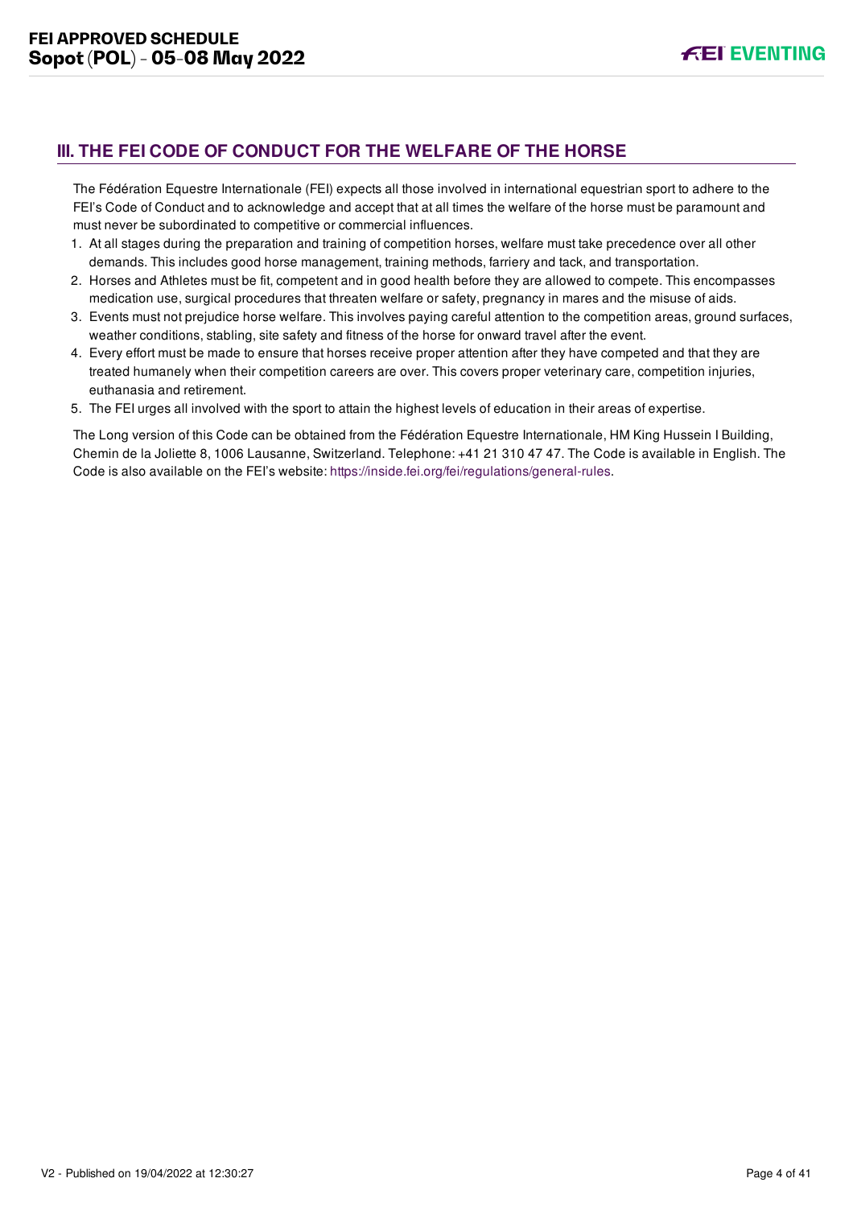## III. THE FEI CODE OF CONDUCT FOR THE WELFARE OF THE HORSE

The Fédération Equestre Internationale (FEI) expects all those involved in international equestrian sport to adhere to the FEI's Code of Conduct and to acknowledge and accept that at all times the welfare of the horse must be paramount and must never be subordinated to competitive or commercial influences.

1. At all stages during the preparation and training of competition horses, welfare must take precedence over all other demands. This includes good horse management, training methods, farriery and tack, and transportation.
2. Horses and Athletes must be fit, competent and in good health before they are allowed to compete. This encompasses medication use, surgical procedures that threaten welfare or safety, pregnancy in mares and the misuse of aids.
3. Events must not prejudice horse welfare. This involves paying careful attention to the competition areas, ground surfaces, weather conditions, stabling, site safety and fitness of the horse for onward travel after the event.
4. Every effort must be made to ensure that horses receive proper attention after they have competed and that they are treated humanely when their competition careers are over. This covers proper veterinary care, competition injuries, euthanasia and retirement.
5. The FEI urges all involved with the sport to attain the highest levels of education in their areas of expertise.

The Long version of this Code can be obtained from the Fédération Equestre Internationale, HM King Hussein I Building, Chemin de la Joliette 8, 1006 Lausanne, Switzerland. Telephone: +41 21 310 47 47. The Code is available in English. The Code is also available on the FEI's website: https://inside.fei.org/fei/regulations/general-rules.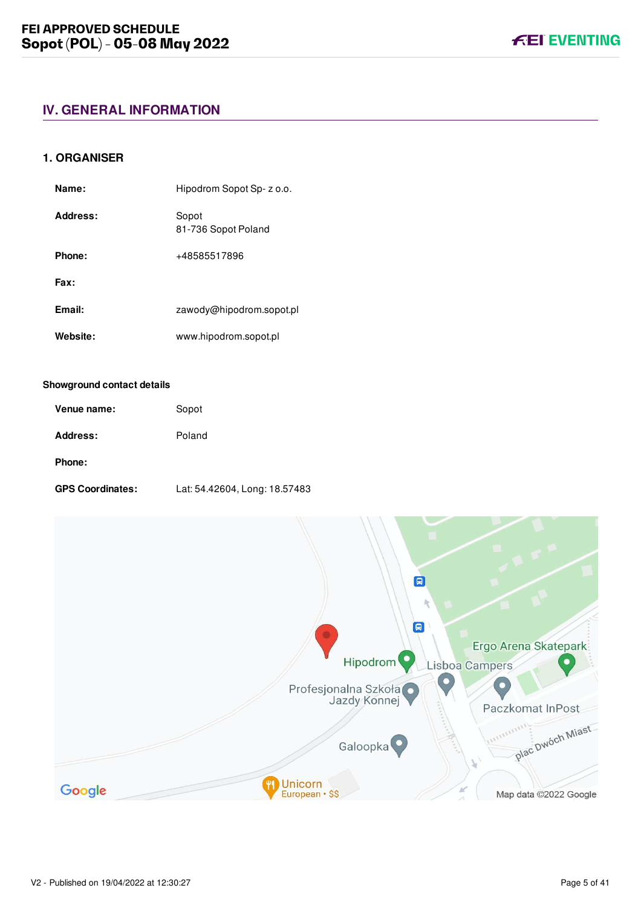## IV. GENERAL INFORMATION

### 1. ORGANISER

| | |
|---|---|
| **Name:** | Hipodrom Sopot Sp- z o.o. |
| **Address:** | Sopot<br>81-736 Sopot Poland |
| **Phone:** | +48585517896 |
| **Fax:** | |
| **Email:** | zawody@hipodrom.sopot.pl |
| **Website:** | www.hipodrom.sopot.pl |

**Showground contact details**

| | |
|---|---|
| **Venue name:** | Sopot |
| **Address:** | Poland |
| **Phone:** | |
| **GPS Coordinates:** | Lat: 54.42604, Long: 18.57483 |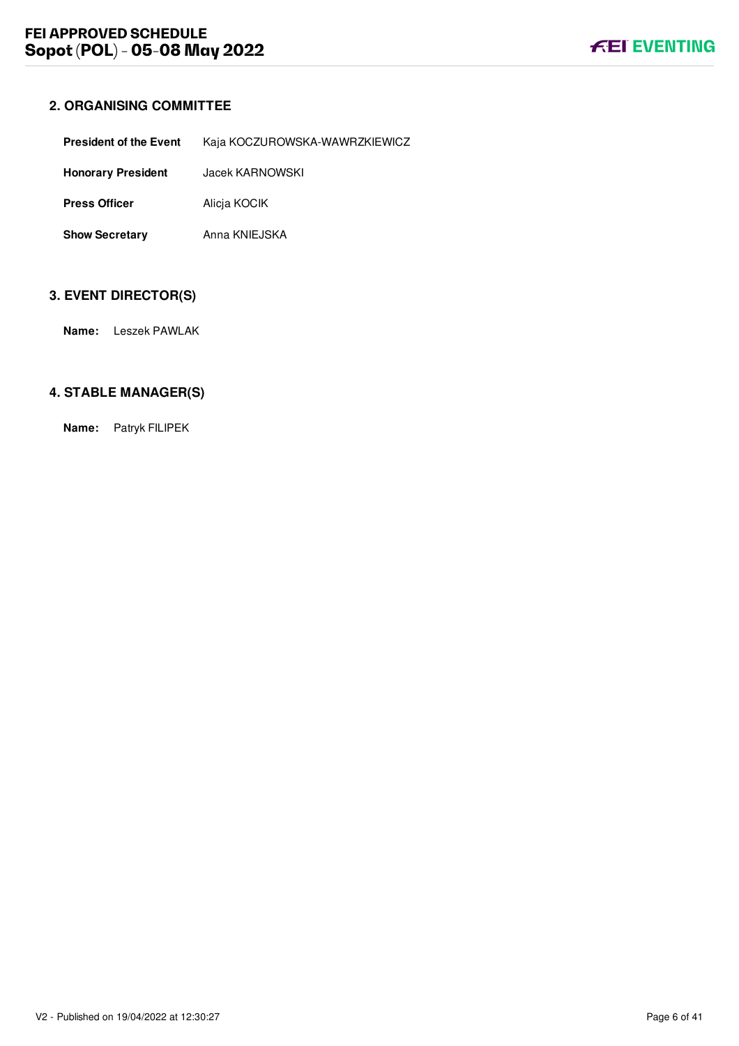## 2. ORGANISING COMMITTEE

| | |
|---|---|
| **President of the Event** | Kaja KOCZUROWSKA-WAWRZKIEWICZ |
| **Honorary President** | Jacek KARNOWSKI |
| **Press Officer** | Alicja KOCIK |
| **Show Secretary** | Anna KNIEJSKA |

## 3. EVENT DIRECTOR(S)

**Name:** Leszek PAWLAK

## 4. STABLE MANAGER(S)

**Name:** Patryk FILIPEK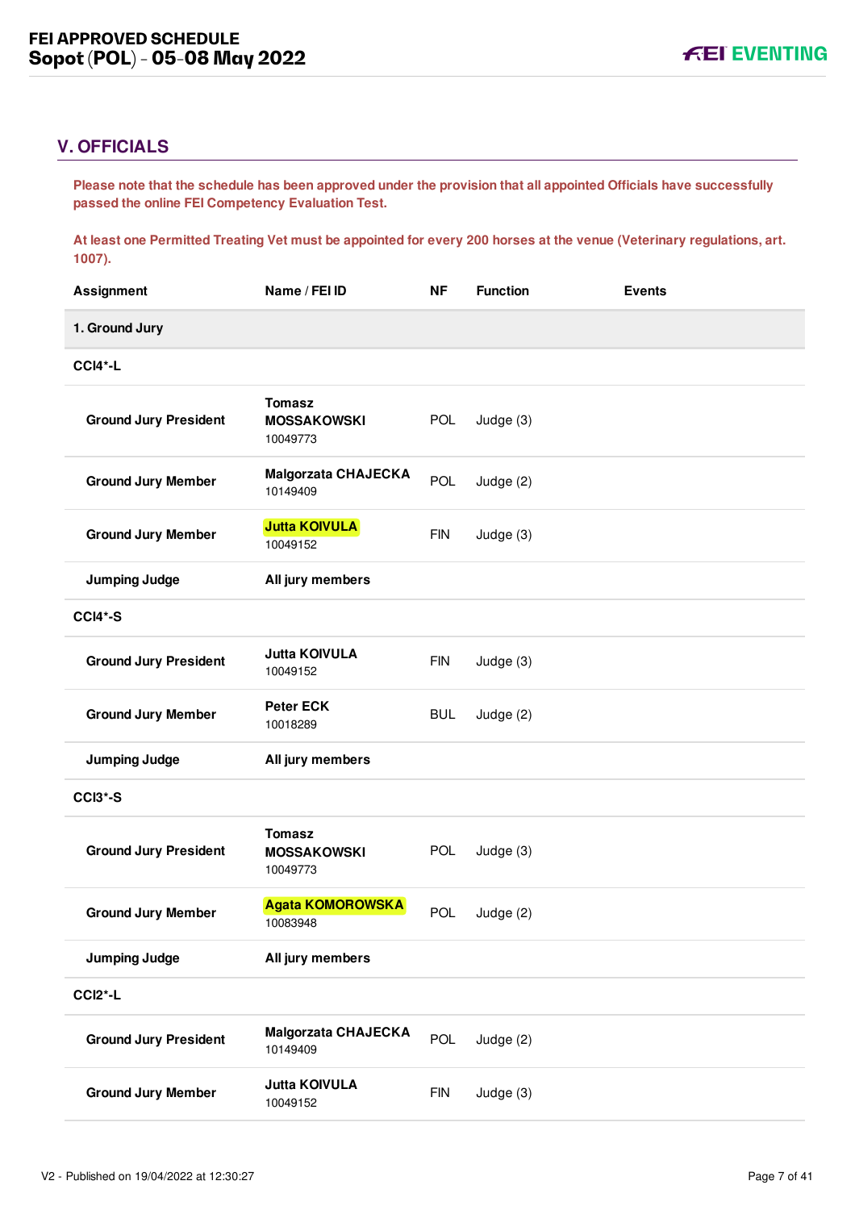## V. OFFICIALS

**Please note that the schedule has been approved under the provision that all appointed Officials have successfully passed the online FEI Competency Evaluation Test.**

**At least one Permitted Treating Vet must be appointed for every 200 horses at the venue (Veterinary regulations, art. 1007).**

| Assignment | Name / FEI ID | NF | Function | Events |
|---|---|---|---|---|
| **1. Ground Jury** | | | | |
| **CCI4*-L** | | | | |
| **Ground Jury President** | **Tomasz MOSSAKOWSKI** 10049773 | POL | Judge (3) | |
| **Ground Jury Member** | **Malgorzata CHAJECKA** 10149409 | POL | Judge (2) | |
| **Ground Jury Member** | **Jutta KOIVULA** 10049152 | FIN | Judge (3) | |
| **Jumping Judge** | **All jury members** | | | |
| **CCI4*-S** | | | | |
| **Ground Jury President** | **Jutta KOIVULA** 10049152 | FIN | Judge (3) | |
| **Ground Jury Member** | **Peter ECK** 10018289 | BUL | Judge (2) | |
| **Jumping Judge** | **All jury members** | | | |
| **CCI3*-S** | | | | |
| **Ground Jury President** | **Tomasz MOSSAKOWSKI** 10049773 | POL | Judge (3) | |
| **Ground Jury Member** | **Agata KOMOROWSKA** 10083948 | POL | Judge (2) | |
| **Jumping Judge** | **All jury members** | | | |
| **CCI2*-L** | | | | |
| **Ground Jury President** | **Malgorzata CHAJECKA** 10149409 | POL | Judge (2) | |
| **Ground Jury Member** | **Jutta KOIVULA** 10049152 | FIN | Judge (3) | |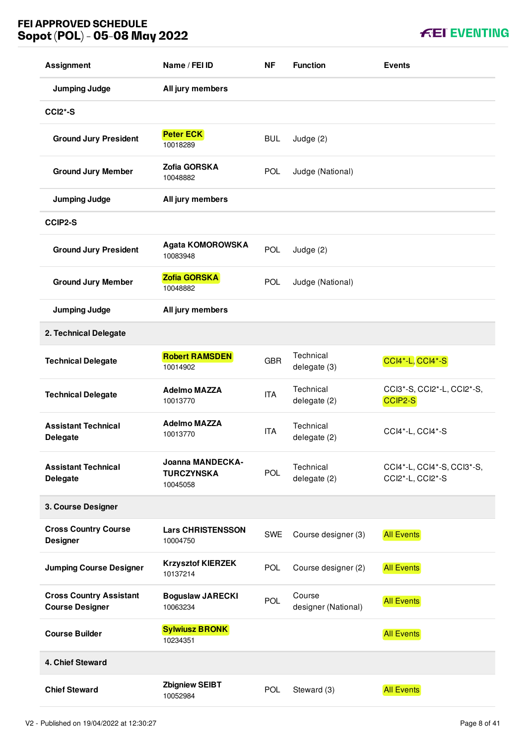| Assignment | Name / FEI ID | NF | Function | Events |
|---|---|---|---|---|
| Jumping Judge | All jury members | | | |
| **CCI2*-S** | | | | |
| Ground Jury President | **Peter ECK** 10018289 | BUL | Judge (2) | |
| Ground Jury Member | **Zofia GORSKA** 10048882 | POL | Judge (National) | |
| Jumping Judge | All jury members | | | |
| **CCIP2-S** | | | | |
| Ground Jury President | **Agata KOMOROWSKA** 10083948 | POL | Judge (2) | |
| Ground Jury Member | **Zofia GORSKA** 10048882 | POL | Judge (National) | |
| Jumping Judge | All jury members | | | |
| **2. Technical Delegate** | | | | |
| Technical Delegate | **Robert RAMSDEN** 10014902 | GBR | Technical delegate (3) | CCI4*-L, CCI4*-S |
| Technical Delegate | **Adelmo MAZZA** 10013770 | ITA | Technical delegate (2) | CCI3*-S, CCI2*-L, CCI2*-S, CCIP2-S |
| Assistant Technical Delegate | **Adelmo MAZZA** 10013770 | ITA | Technical delegate (2) | CCI4*-L, CCI4*-S |
| Assistant Technical Delegate | **Joanna MANDECKA-TURCZYNSKA** 10045058 | POL | Technical delegate (2) | CCI4*-L, CCI4*-S, CCI3*-S, CCI2*-L, CCI2*-S |
| **3. Course Designer** | | | | |
| Cross Country Course Designer | **Lars CHRISTENSSON** 10004750 | SWE | Course designer (3) | All Events |
| Jumping Course Designer | **Krzysztof KIERZEK** 10137214 | POL | Course designer (2) | All Events |
| Cross Country Assistant Course Designer | **Boguslaw JARECKI** 10063234 | POL | Course designer (National) | All Events |
| Course Builder | **Sylwiusz BRONK** 10234351 | | | All Events |
| **4. Chief Steward** | | | | |
| Chief Steward | **Zbigniew SEIBT** 10052984 | POL | Steward (3) | All Events |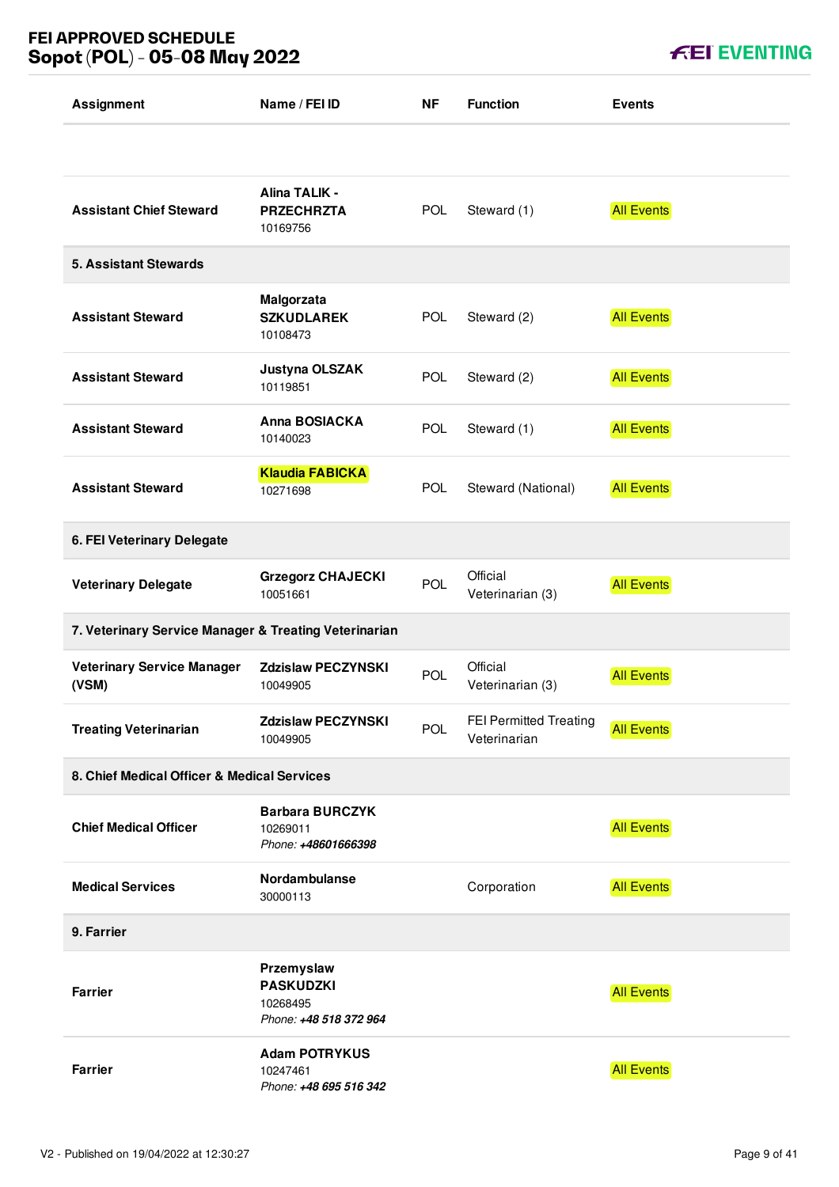| Assignment | Name / FEI ID | NF | Function | Events |
|---|---|---|---|---|
| **Assistant Chief Steward** | **Alina TALIK - PRZECHRZTA** 10169756 | POL | Steward (1) | All Events |
| **5. Assistant Stewards** | | | | |
| **Assistant Steward** | **Malgorzata SZKUDLAREK** 10108473 | POL | Steward (2) | All Events |
| **Assistant Steward** | **Justyna OLSZAK** 10119851 | POL | Steward (2) | All Events |
| **Assistant Steward** | **Anna BOSIACKA** 10140023 | POL | Steward (1) | All Events |
| **Assistant Steward** | **Klaudia FABICKA** 10271698 | POL | Steward (National) | All Events |
| **6. FEI Veterinary Delegate** | | | | |
| **Veterinary Delegate** | **Grzegorz CHAJECKI** 10051661 | POL | Official Veterinarian (3) | All Events |
| **7. Veterinary Service Manager & Treating Veterinarian** | | | | |
| **Veterinary Service Manager (VSM)** | **Zdzislaw PECZYNSKI** 10049905 | POL | Official Veterinarian (3) | All Events |
| **Treating Veterinarian** | **Zdzislaw PECZYNSKI** 10049905 | POL | FEI Permitted Treating Veterinarian | All Events |
| **8. Chief Medical Officer & Medical Services** | | | | |
| **Chief Medical Officer** | **Barbara BURCZYK** 10269011 *Phone: **+48601666398*** | | | All Events |
| **Medical Services** | **Nordambulanse** 30000113 | | Corporation | All Events |
| **9. Farrier** | | | | |
| **Farrier** | **Przemyslaw PASKUDZKI** 10268495 *Phone: **+48 518 372 964*** | | | All Events |
| **Farrier** | **Adam POTRYKUS** 10247461 *Phone: **+48 695 516 342*** | | | All Events |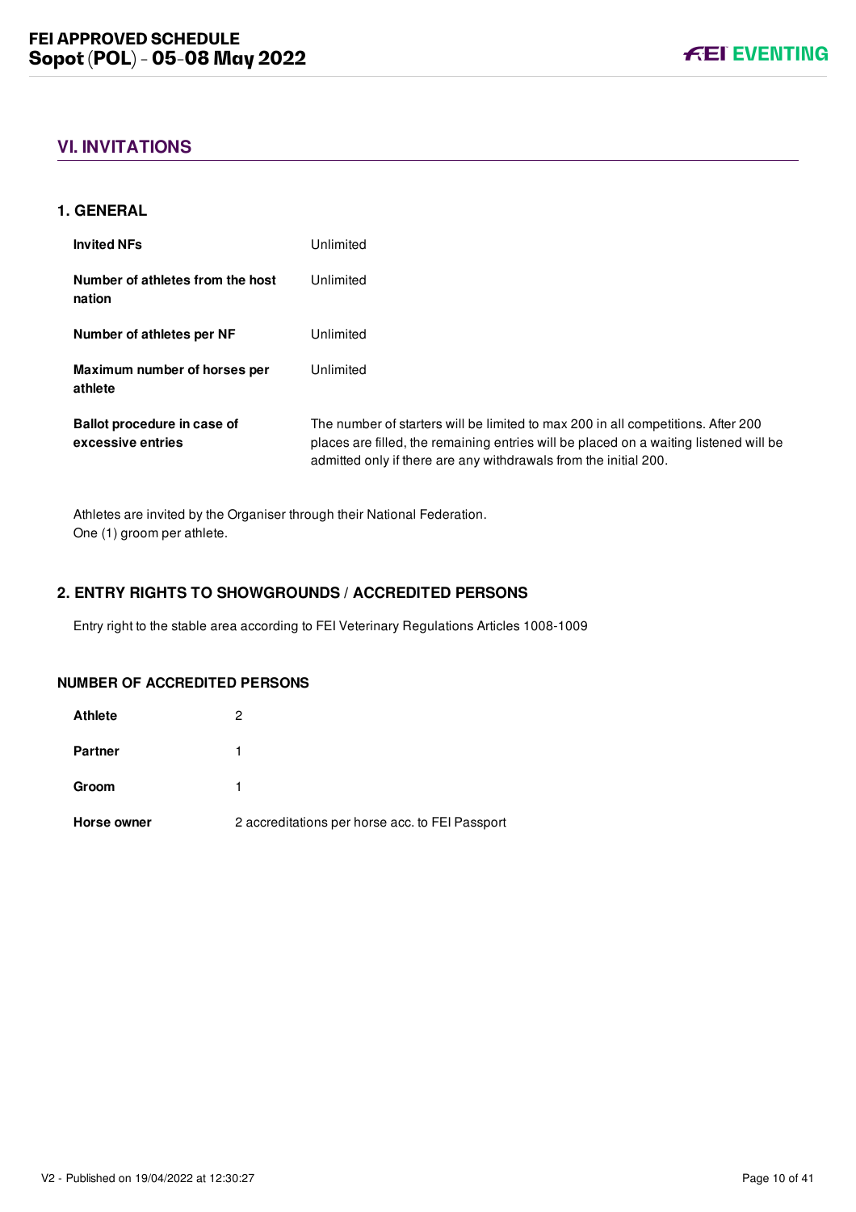## VI. INVITATIONS

### 1. GENERAL

| | |
|---|---|
| **Invited NFs** | Unlimited |
| **Number of athletes from the host nation** | Unlimited |
| **Number of athletes per NF** | Unlimited |
| **Maximum number of horses per athlete** | Unlimited |
| **Ballot procedure in case of excessive entries** | The number of starters will be limited to max 200 in all competitions. After 200 places are filled, the remaining entries will be placed on a waiting listened will be admitted only if there are any withdrawals from the initial 200. |

Athletes are invited by the Organiser through their National Federation.
One (1) groom per athlete.

### 2. ENTRY RIGHTS TO SHOWGROUNDS / ACCREDITED PERSONS

Entry right to the stable area according to FEI Veterinary Regulations Articles 1008-1009

#### NUMBER OF ACCREDITED PERSONS

| | |
|---|---|
| **Athlete** | 2 |
| **Partner** | 1 |
| **Groom** | 1 |
| **Horse owner** | 2 accreditations per horse acc. to FEI Passport |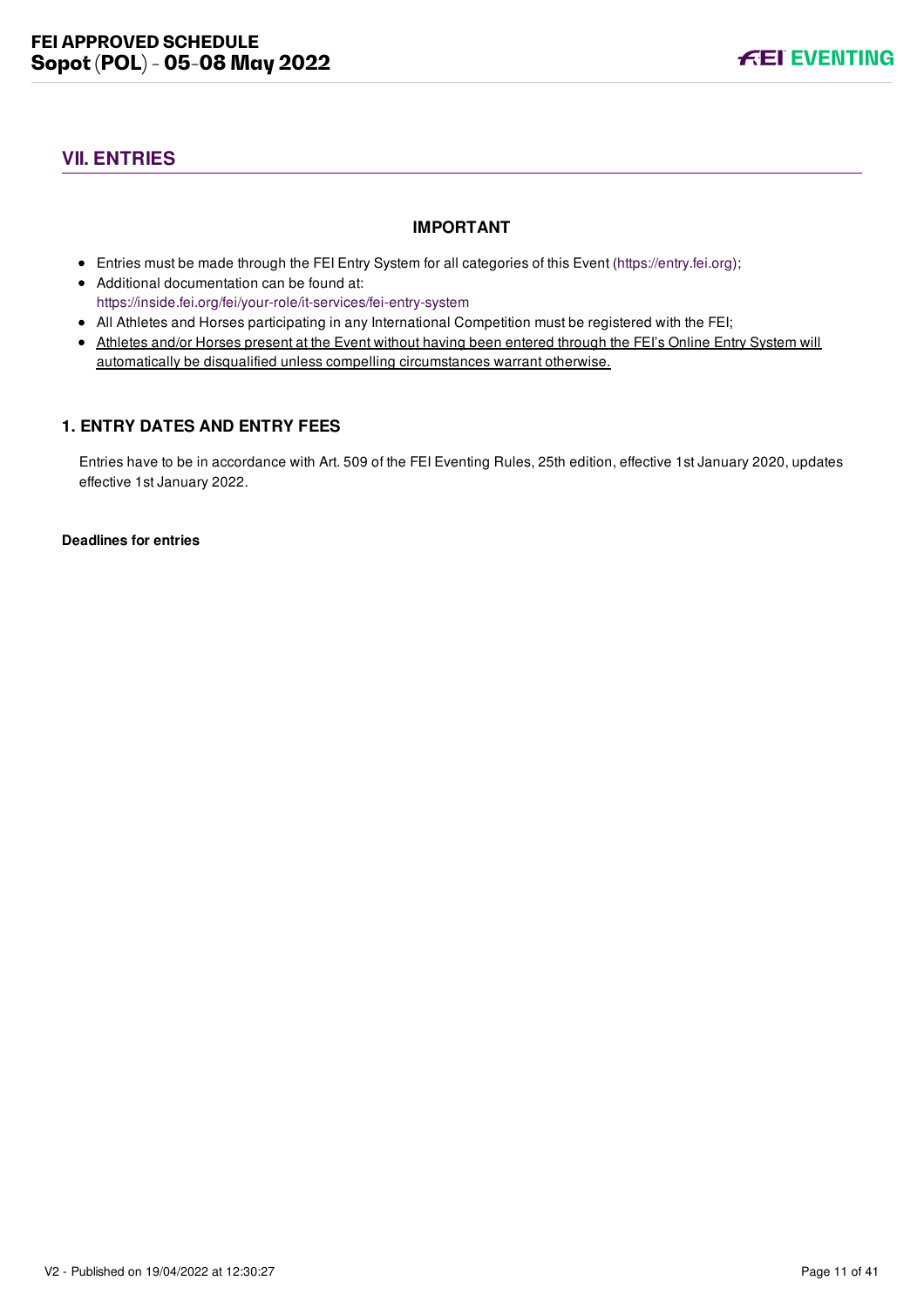## VII. ENTRIES

**IMPORTANT**

- Entries must be made through the FEI Entry System for all categories of this Event (https://entry.fei.org);
- Additional documentation can be found at: https://inside.fei.org/fei/your-role/it-services/fei-entry-system
- All Athletes and Horses participating in any International Competition must be registered with the FEI;
- Athletes and/or Horses present at the Event without having been entered through the FEI's Online Entry System will automatically be disqualified unless compelling circumstances warrant otherwise.

### 1. ENTRY DATES AND ENTRY FEES

Entries have to be in accordance with Art. 509 of the FEI Eventing Rules, 25th edition, effective 1st January 2020, updates effective 1st January 2022.

**Deadlines for entries**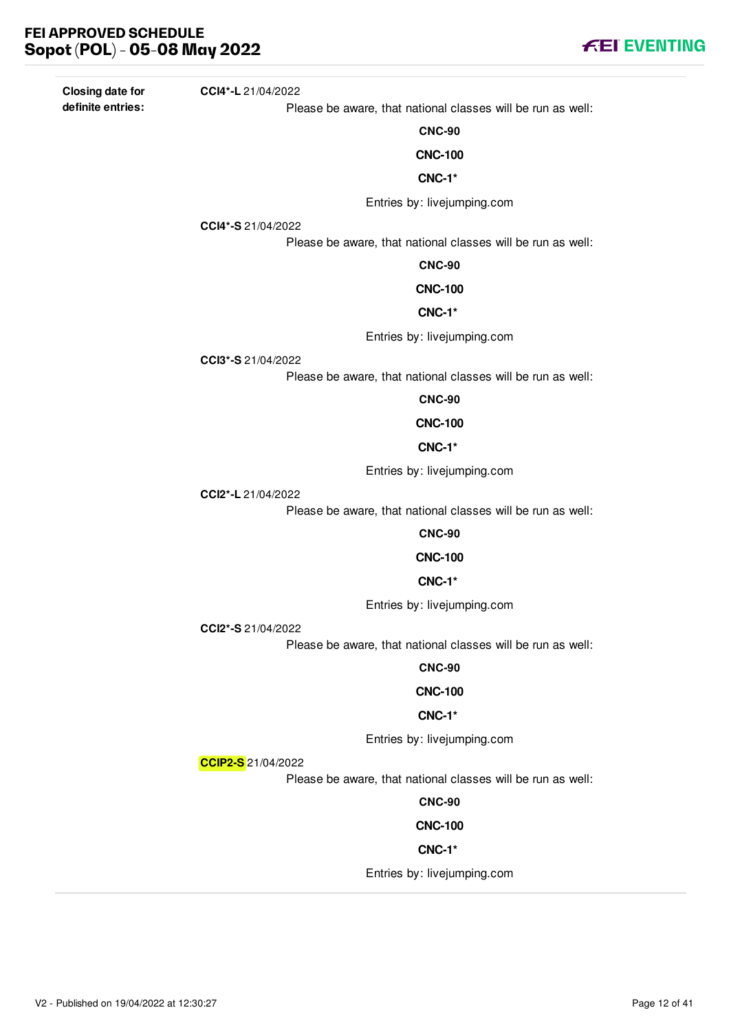**Closing date for definite entries:**

**CCI4*-L** 21/04/2022

Please be aware, that national classes will be run as well:

**CNC-90**

**CNC-100**

**CNC-1***

Entries by: livejumping.com

**CCI4*-S** 21/04/2022

Please be aware, that national classes will be run as well:

**CNC-90**

**CNC-100**

**CNC-1***

Entries by: livejumping.com

**CCI3*-S** 21/04/2022

Please be aware, that national classes will be run as well:

**CNC-90**

**CNC-100**

**CNC-1***

Entries by: livejumping.com

**CCI2*-L** 21/04/2022

Please be aware, that national classes will be run as well:

**CNC-90**

**CNC-100**

**CNC-1***

Entries by: livejumping.com

**CCI2*-S** 21/04/2022

Please be aware, that national classes will be run as well:

**CNC-90**

**CNC-100**

**CNC-1***

Entries by: livejumping.com

**CCIP2-S** 21/04/2022

Please be aware, that national classes will be run as well:

**CNC-90**

**CNC-100**

**CNC-1***

Entries by: livejumping.com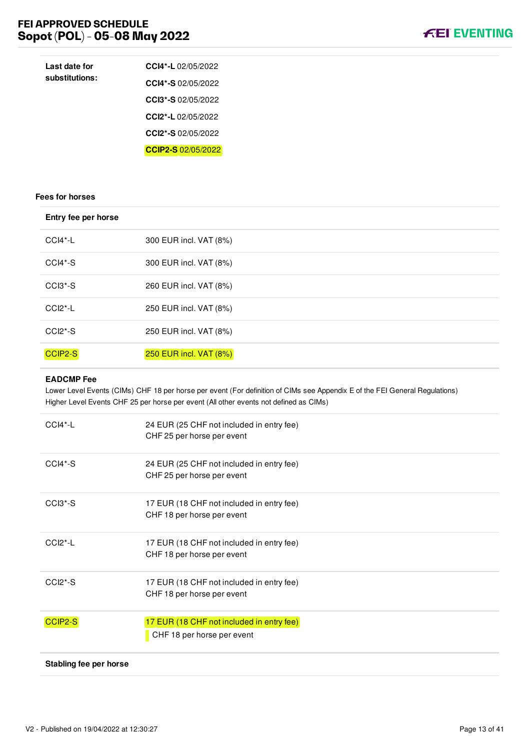| Last date for substitutions: | **CCI4*-L** 02/05/2022 |
|---|---|
| | **CCI4*-S** 02/05/2022 |
| | **CCI3*-S** 02/05/2022 |
| | **CCI2*-L** 02/05/2022 |
| | **CCI2*-S** 02/05/2022 |
| | **CCIP2-S** 02/05/2022 |

### Fees for horses

| **Entry fee per horse** | |
|---|---|
| CCI4*-L | 300 EUR incl. VAT (8%) |
| CCI4*-S | 300 EUR incl. VAT (8%) |
| CCI3*-S | 260 EUR incl. VAT (8%) |
| CCI2*-L | 250 EUR incl. VAT (8%) |
| CCI2*-S | 250 EUR incl. VAT (8%) |
| CCIP2-S | 250 EUR incl. VAT (8%) |

**EADCMP Fee**

Lower Level Events (CIMs) CHF 18 per horse per event (For definition of CIMs see Appendix E of the FEI General Regulations)
Higher Level Events CHF 25 per horse per event (All other events not defined as CIMs)

| | |
|---|---|
| CCI4*-L | 24 EUR (25 CHF not included in entry fee)<br>CHF 25 per horse per event |
| CCI4*-S | 24 EUR (25 CHF not included in entry fee)<br>CHF 25 per horse per event |
| CCI3*-S | 17 EUR (18 CHF not included in entry fee)<br>CHF 18 per horse per event |
| CCI2*-L | 17 EUR (18 CHF not included in entry fee)<br>CHF 18 per horse per event |
| CCI2*-S | 17 EUR (18 CHF not included in entry fee)<br>CHF 18 per horse per event |
| CCIP2-S | 17 EUR (18 CHF not included in entry fee)<br>CHF 18 per horse per event |

**Stabling fee per horse**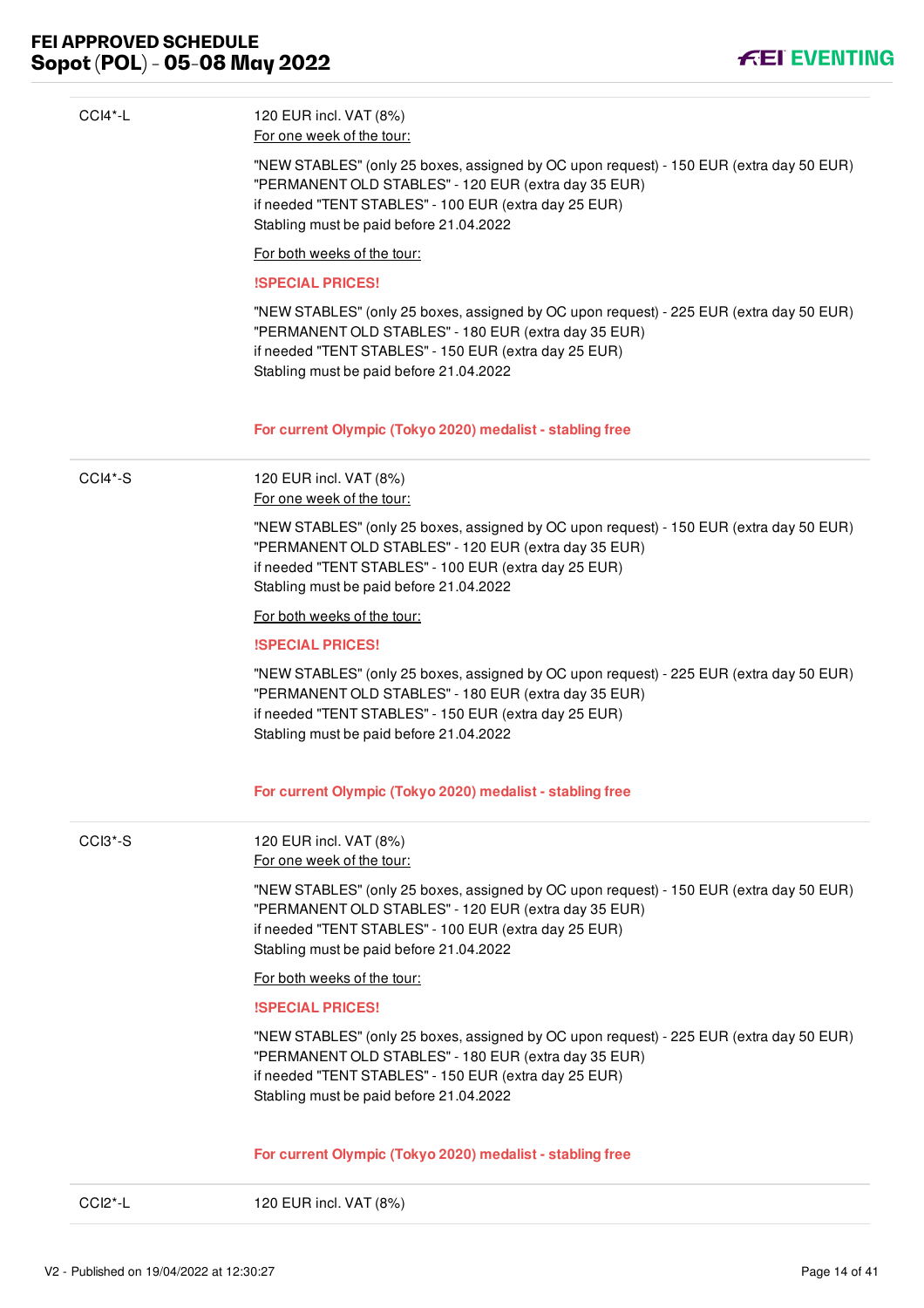| | |
|---|---|
| CCI4*-L | 120 EUR incl. VAT (8%)<br>For one week of the tour:<br><br>"NEW STABLES" (only 25 boxes, assigned by OC upon request) - 150 EUR (extra day 50 EUR)<br>"PERMANENT OLD STABLES" - 120 EUR (extra day 35 EUR)<br>if needed "TENT STABLES" - 100 EUR (extra day 25 EUR)<br>Stabling must be paid before 21.04.2022<br><br>For both weeks of the tour:<br><br>**!SPECIAL PRICES!**<br><br>"NEW STABLES" (only 25 boxes, assigned by OC upon request) - 225 EUR (extra day 50 EUR)<br>"PERMANENT OLD STABLES" - 180 EUR (extra day 35 EUR)<br>if needed "TENT STABLES" - 150 EUR (extra day 25 EUR)<br>Stabling must be paid before 21.04.2022<br><br>**For current Olympic (Tokyo 2020) medalist - stabling free** |
| CCI4*-S | 120 EUR incl. VAT (8%)<br>For one week of the tour:<br><br>"NEW STABLES" (only 25 boxes, assigned by OC upon request) - 150 EUR (extra day 50 EUR)<br>"PERMANENT OLD STABLES" - 120 EUR (extra day 35 EUR)<br>if needed "TENT STABLES" - 100 EUR (extra day 25 EUR)<br>Stabling must be paid before 21.04.2022<br><br>For both weeks of the tour:<br><br>**!SPECIAL PRICES!**<br><br>"NEW STABLES" (only 25 boxes, assigned by OC upon request) - 225 EUR (extra day 50 EUR)<br>"PERMANENT OLD STABLES" - 180 EUR (extra day 35 EUR)<br>if needed "TENT STABLES" - 150 EUR (extra day 25 EUR)<br>Stabling must be paid before 21.04.2022<br><br>**For current Olympic (Tokyo 2020) medalist - stabling free** |
| CCI3*-S | 120 EUR incl. VAT (8%)<br>For one week of the tour:<br><br>"NEW STABLES" (only 25 boxes, assigned by OC upon request) - 150 EUR (extra day 50 EUR)<br>"PERMANENT OLD STABLES" - 120 EUR (extra day 35 EUR)<br>if needed "TENT STABLES" - 100 EUR (extra day 25 EUR)<br>Stabling must be paid before 21.04.2022<br><br>For both weeks of the tour:<br><br>**!SPECIAL PRICES!**<br><br>"NEW STABLES" (only 25 boxes, assigned by OC upon request) - 225 EUR (extra day 50 EUR)<br>"PERMANENT OLD STABLES" - 180 EUR (extra day 35 EUR)<br>if needed "TENT STABLES" - 150 EUR (extra day 25 EUR)<br>Stabling must be paid before 21.04.2022<br><br>**For current Olympic (Tokyo 2020) medalist - stabling free** |
| CCI2*-L | 120 EUR incl. VAT (8%) |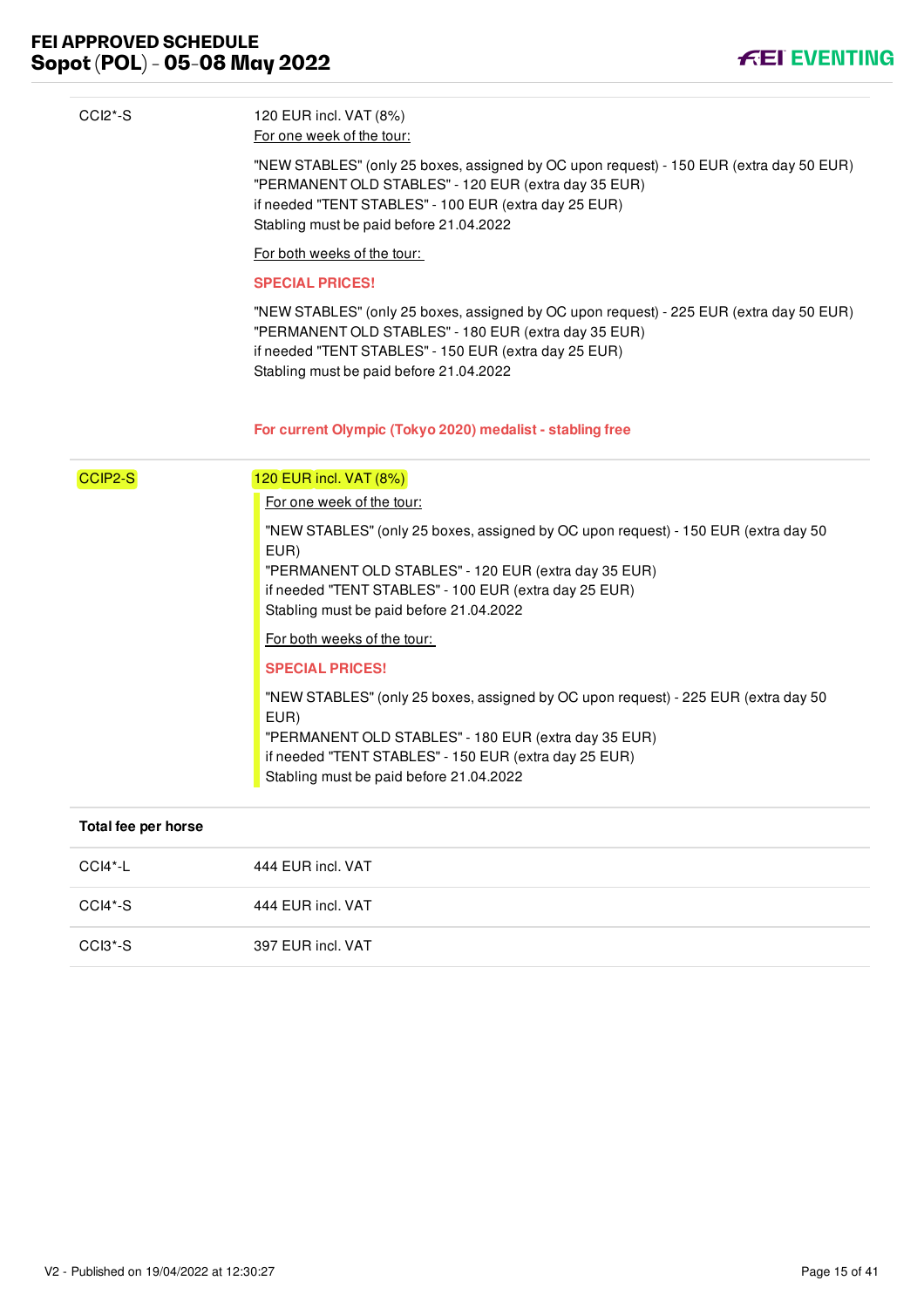| | |
|---|---|
| CCI2*-S | 120 EUR incl. VAT (8%)<br>For one week of the tour:<br><br>"NEW STABLES" (only 25 boxes, assigned by OC upon request) - 150 EUR (extra day 50 EUR)<br>"PERMANENT OLD STABLES" - 120 EUR (extra day 35 EUR)<br>if needed "TENT STABLES" - 100 EUR (extra day 25 EUR)<br>Stabling must be paid before 21.04.2022<br><br>For both weeks of the tour:<br><br>**SPECIAL PRICES!**<br><br>"NEW STABLES" (only 25 boxes, assigned by OC upon request) - 225 EUR (extra day 50 EUR)<br>"PERMANENT OLD STABLES" - 180 EUR (extra day 35 EUR)<br>if needed "TENT STABLES" - 150 EUR (extra day 25 EUR)<br>Stabling must be paid before 21.04.2022<br><br>**For current Olympic (Tokyo 2020) medalist - stabling free** |
| CCIP2-S | 120 EUR incl. VAT (8%)<br>For one week of the tour:<br><br>"NEW STABLES" (only 25 boxes, assigned by OC upon request) - 150 EUR (extra day 50 EUR)<br>"PERMANENT OLD STABLES" - 120 EUR (extra day 35 EUR)<br>if needed "TENT STABLES" - 100 EUR (extra day 25 EUR)<br>Stabling must be paid before 21.04.2022<br><br>For both weeks of the tour:<br><br>**SPECIAL PRICES!**<br><br>"NEW STABLES" (only 25 boxes, assigned by OC upon request) - 225 EUR (extra day 50 EUR)<br>"PERMANENT OLD STABLES" - 180 EUR (extra day 35 EUR)<br>if needed "TENT STABLES" - 150 EUR (extra day 25 EUR)<br>Stabling must be paid before 21.04.2022 |

**Total fee per horse**

| | |
|---|---|
| CCI4*-L | 444 EUR incl. VAT |
| CCI4*-S | 444 EUR incl. VAT |
| CCI3*-S | 397 EUR incl. VAT |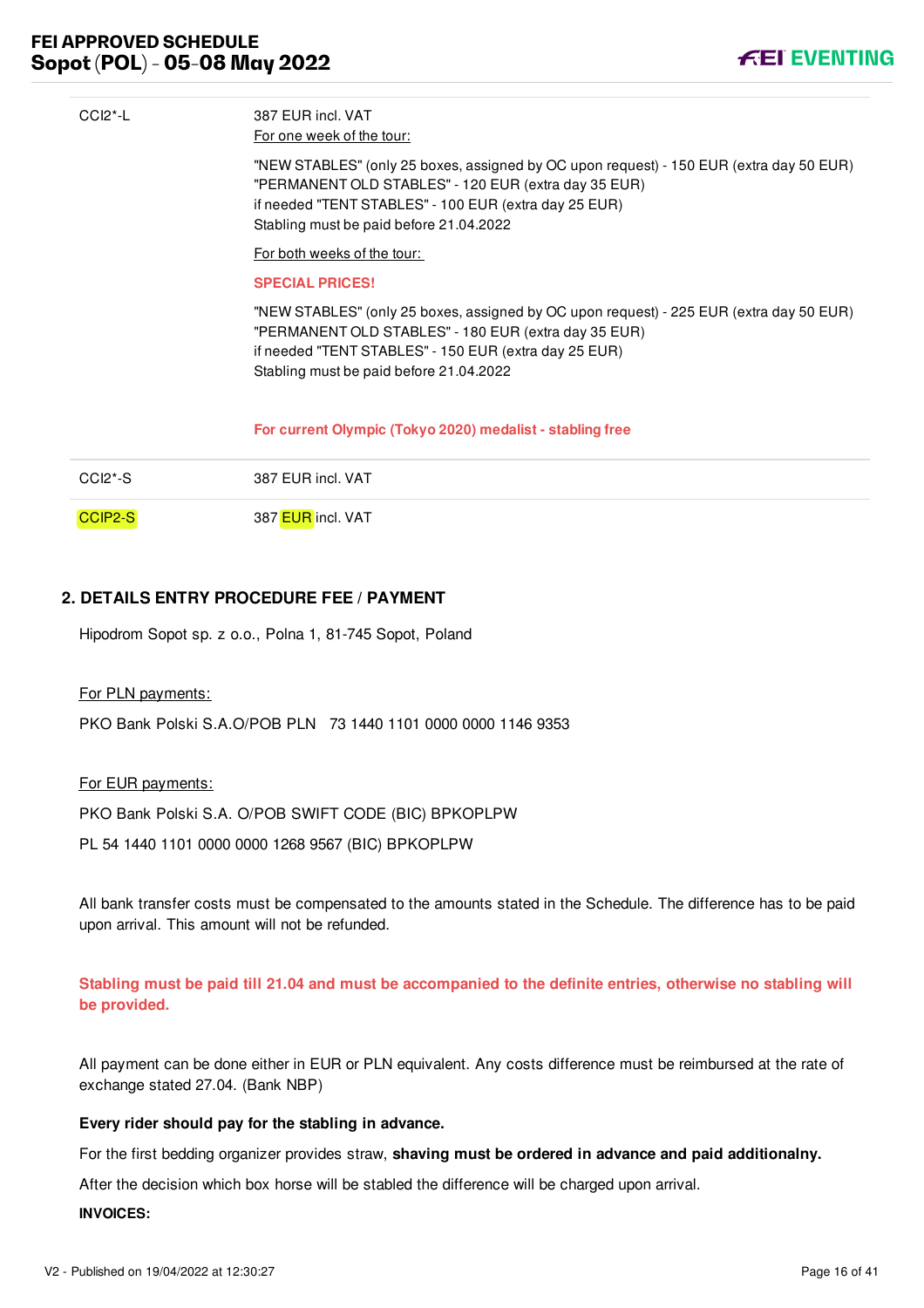| | |
|---|---|
| CCI2*-L | 387 EUR incl. VAT<br>For one week of the tour:<br>"NEW STABLES" (only 25 boxes, assigned by OC upon request) - 150 EUR (extra day 50 EUR)<br>"PERMANENT OLD STABLES" - 120 EUR (extra day 35 EUR)<br>if needed "TENT STABLES" - 100 EUR (extra day 25 EUR)<br>Stabling must be paid before 21.04.2022<br>For both weeks of the tour:<br>**SPECIAL PRICES!**<br>"NEW STABLES" (only 25 boxes, assigned by OC upon request) - 225 EUR (extra day 50 EUR)<br>"PERMANENT OLD STABLES" - 180 EUR (extra day 35 EUR)<br>if needed "TENT STABLES" - 150 EUR (extra day 25 EUR)<br>Stabling must be paid before 21.04.2022<br>**For current Olympic (Tokyo 2020) medalist - stabling free** |
| CCI2*-S | 387 EUR incl. VAT |
| CCIP2-S | 387 EUR incl. VAT |

## 2. DETAILS ENTRY PROCEDURE FEE / PAYMENT

Hipodrom Sopot sp. z o.o., Polna 1, 81-745 Sopot, Poland

For PLN payments:

PKO Bank Polski S.A.O/POB PLN 73 1440 1101 0000 0000 1146 9353

For EUR payments:

PKO Bank Polski S.A. O/POB SWIFT CODE (BIC) BPKOPLPW

PL 54 1440 1101 0000 0000 1268 9567 (BIC) BPKOPLPW

All bank transfer costs must be compensated to the amounts stated in the Schedule. The difference has to be paid upon arrival. This amount will not be refunded.

**Stabling must be paid till 21.04 and must be accompanied to the definite entries, otherwise no stabling will be provided.**

All payment can be done either in EUR or PLN equivalent. Any costs difference must be reimbursed at the rate of exchange stated 27.04. (Bank NBP)

**Every rider should pay for the stabling in advance.**

For the first bedding organizer provides straw, **shaving must be ordered in advance and paid additionalny.**

After the decision which box horse will be stabled the difference will be charged upon arrival.

**INVOICES:**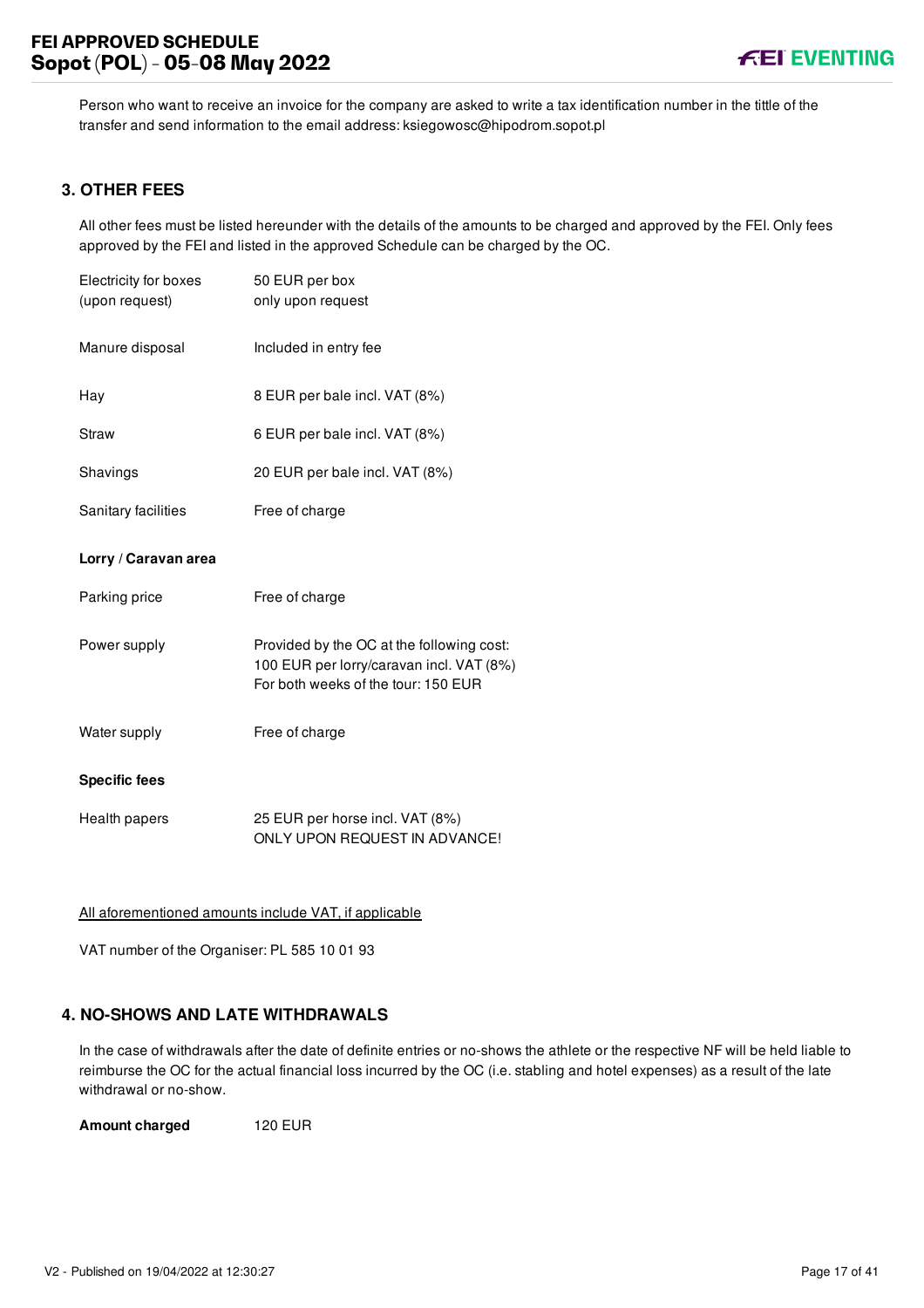Person who want to receive an invoice for the company are asked to write a tax identification number in the tittle of the transfer and send information to the email address: ksiegowosc@hipodrom.sopot.pl

## 3. OTHER FEES

All other fees must be listed hereunder with the details of the amounts to be charged and approved by the FEI. Only fees approved by the FEI and listed in the approved Schedule can be charged by the OC.

| | |
|---|---|
| Electricity for boxes (upon request) | 50 EUR per box only upon request |
| Manure disposal | Included in entry fee |
| Hay | 8 EUR per bale incl. VAT (8%) |
| Straw | 6 EUR per bale incl. VAT (8%) |
| Shavings | 20 EUR per bale incl. VAT (8%) |
| Sanitary facilities | Free of charge |

**Lorry / Caravan area**

| | |
|---|---|
| Parking price | Free of charge |
| Power supply | Provided by the OC at the following cost: 100 EUR per lorry/caravan incl. VAT (8%) For both weeks of the tour: 150 EUR |
| Water supply | Free of charge |

**Specific fees**

| | |
|---|---|
| Health papers | 25 EUR per horse incl. VAT (8%) ONLY UPON REQUEST IN ADVANCE! |

All aforementioned amounts include VAT, if applicable

VAT number of the Organiser: PL 585 10 01 93

## 4. NO-SHOWS AND LATE WITHDRAWALS

In the case of withdrawals after the date of definite entries or no-shows the athlete or the respective NF will be held liable to reimburse the OC for the actual financial loss incurred by the OC (i.e. stabling and hotel expenses) as a result of the late withdrawal or no-show.

**Amount charged** 120 EUR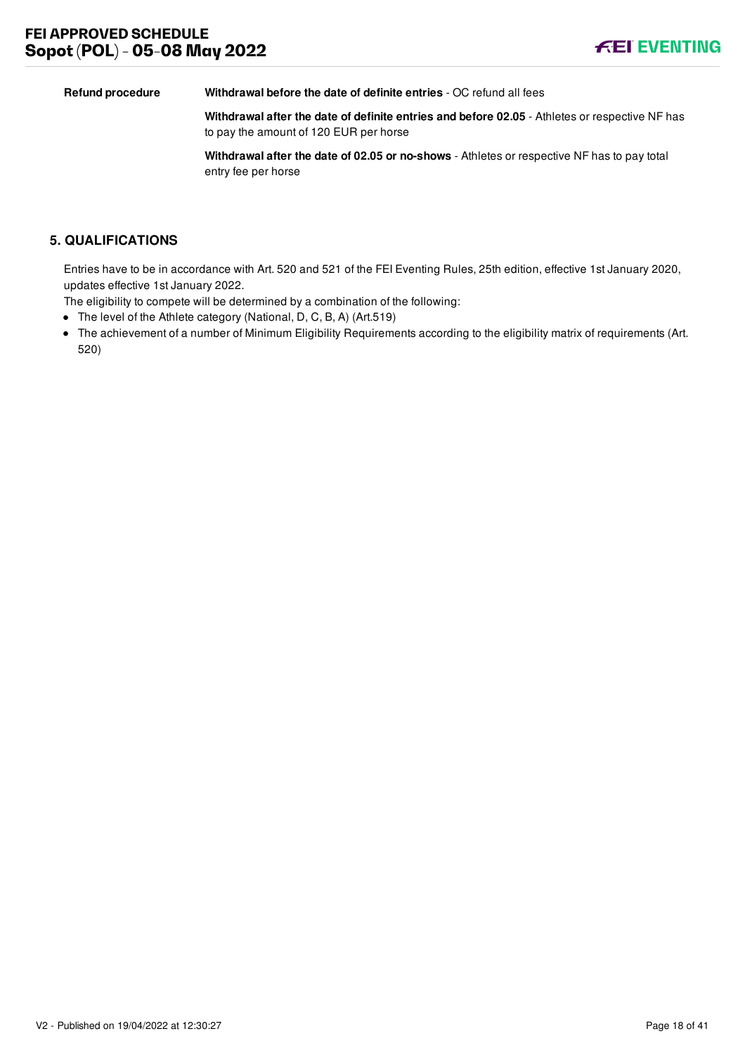| | |
|---|---|
| **Refund procedure** | **Withdrawal before the date of definite entries** - OC refund all fees |
| | **Withdrawal after the date of definite entries and before 02.05** - Athletes or respective NF has to pay the amount of 120 EUR per horse |
| | **Withdrawal after the date of 02.05 or no-shows** - Athletes or respective NF has to pay total entry fee per horse |

## 5. QUALIFICATIONS

Entries have to be in accordance with Art. 520 and 521 of the FEI Eventing Rules, 25th edition, effective 1st January 2020, updates effective 1st January 2022.

The eligibility to compete will be determined by a combination of the following:

- The level of the Athlete category (National, D, C, B, A) (Art.519)
- The achievement of a number of Minimum Eligibility Requirements according to the eligibility matrix of requirements (Art. 520)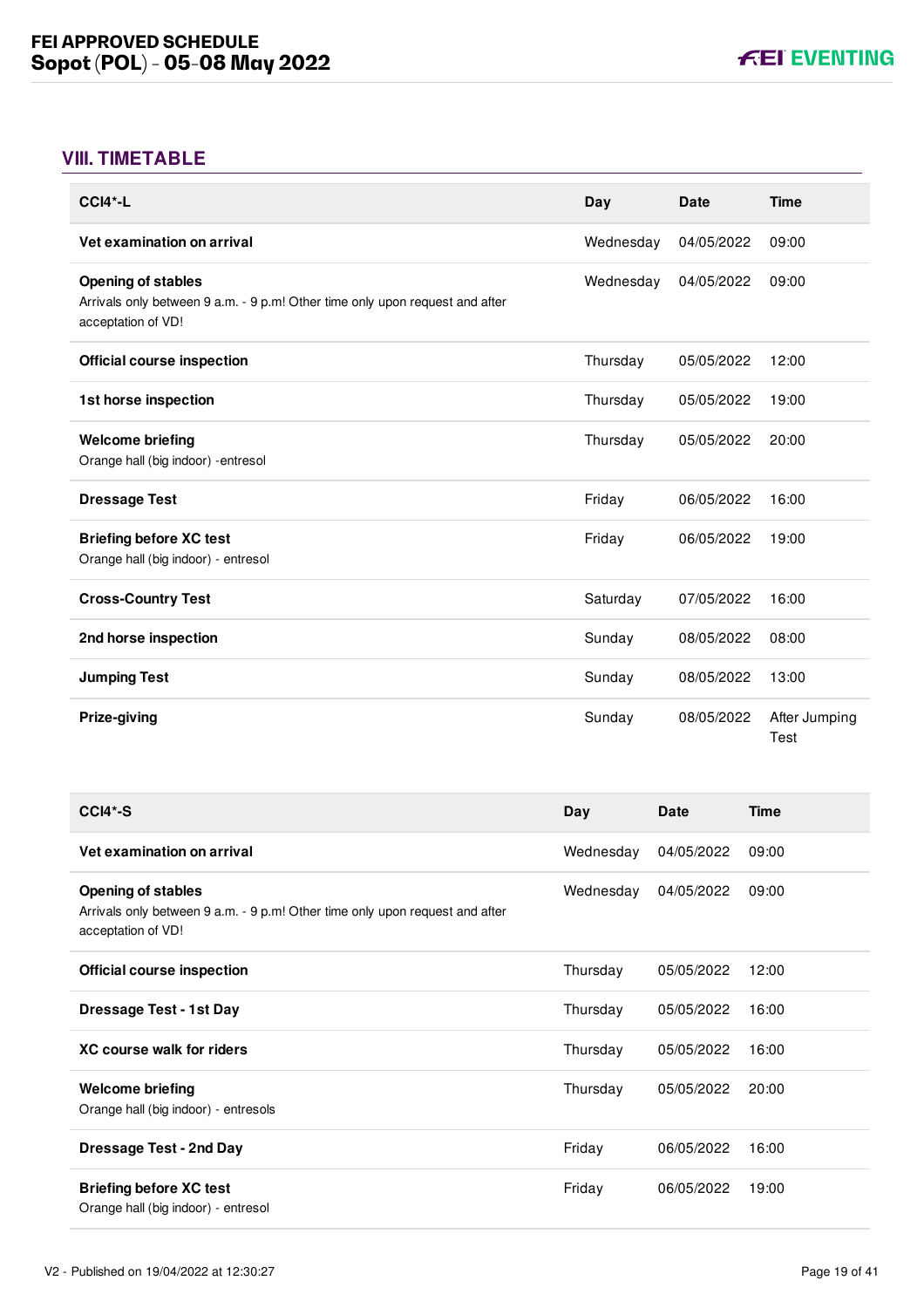## VIII. TIMETABLE

| CCI4*-L | Day | Date | Time |
|---|---|---|---|
| **Vet examination on arrival** | Wednesday | 04/05/2022 | 09:00 |
| **Opening of stables**<br>Arrivals only between 9 a.m. - 9 p.m! Other time only upon request and after acceptation of VD! | Wednesday | 04/05/2022 | 09:00 |
| **Official course inspection** | Thursday | 05/05/2022 | 12:00 |
| **1st horse inspection** | Thursday | 05/05/2022 | 19:00 |
| **Welcome briefing**<br>Orange hall (big indoor) -entresol | Thursday | 05/05/2022 | 20:00 |
| **Dressage Test** | Friday | 06/05/2022 | 16:00 |
| **Briefing before XC test**<br>Orange hall (big indoor) - entresol | Friday | 06/05/2022 | 19:00 |
| **Cross-Country Test** | Saturday | 07/05/2022 | 16:00 |
| **2nd horse inspection** | Sunday | 08/05/2022 | 08:00 |
| **Jumping Test** | Sunday | 08/05/2022 | 13:00 |
| **Prize-giving** | Sunday | 08/05/2022 | After Jumping Test |

| CCI4*-S | Day | Date | Time |
|---|---|---|---|
| **Vet examination on arrival** | Wednesday | 04/05/2022 | 09:00 |
| **Opening of stables**<br>Arrivals only between 9 a.m. - 9 p.m! Other time only upon request and after acceptation of VD! | Wednesday | 04/05/2022 | 09:00 |
| **Official course inspection** | Thursday | 05/05/2022 | 12:00 |
| **Dressage Test - 1st Day** | Thursday | 05/05/2022 | 16:00 |
| **XC course walk for riders** | Thursday | 05/05/2022 | 16:00 |
| **Welcome briefing**<br>Orange hall (big indoor) - entresols | Thursday | 05/05/2022 | 20:00 |
| **Dressage Test - 2nd Day** | Friday | 06/05/2022 | 16:00 |
| **Briefing before XC test**<br>Orange hall (big indoor) - entresol | Friday | 06/05/2022 | 19:00 |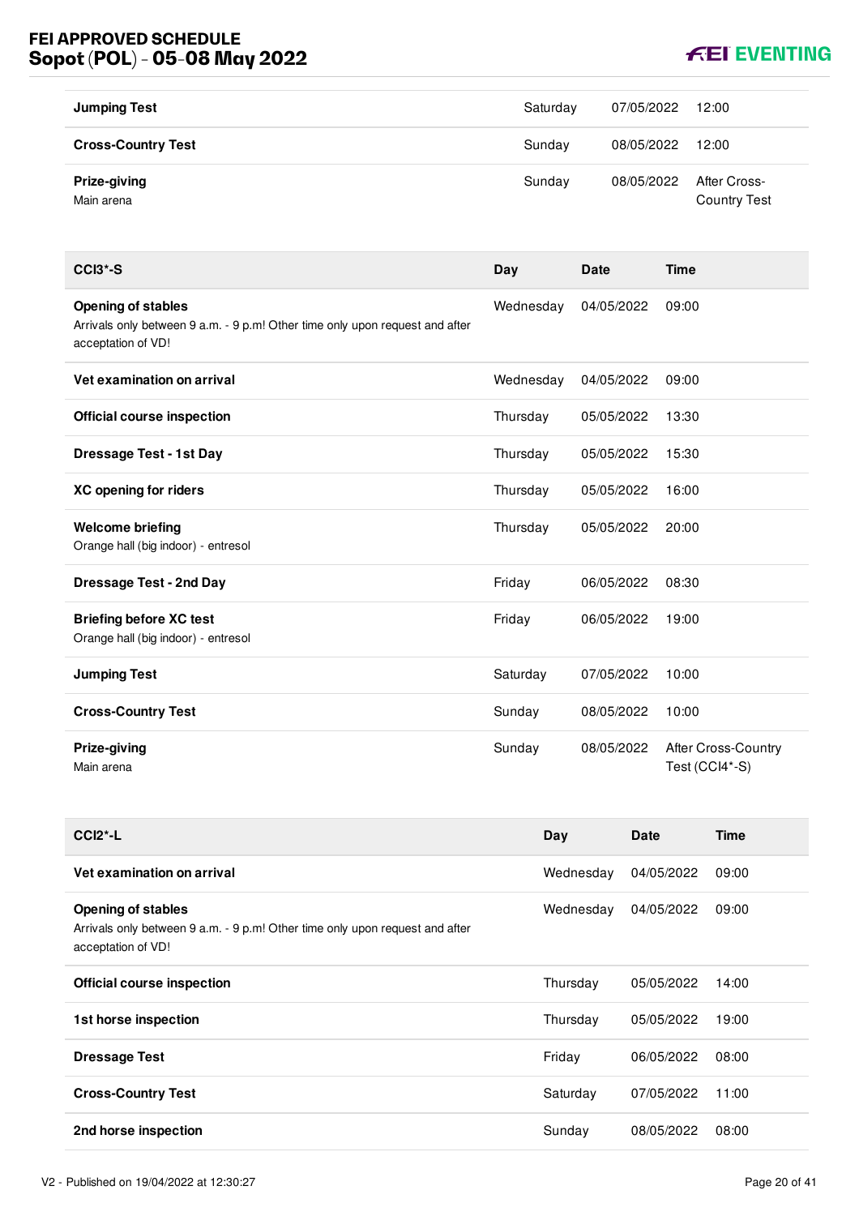| | Day | Date | Time |
|---|---|---|---|
| **Jumping Test** | Saturday | 07/05/2022 | 12:00 |
| **Cross-Country Test** | Sunday | 08/05/2022 | 12:00 |
| **Prize-giving**<br>Main arena | Sunday | 08/05/2022 | After Cross-Country Test |

| CCI3*-S | Day | Date | Time |
|---|---|---|---|
| **Opening of stables**<br>Arrivals only between 9 a.m. - 9 p.m! Other time only upon request and after acceptation of VD! | Wednesday | 04/05/2022 | 09:00 |
| **Vet examination on arrival** | Wednesday | 04/05/2022 | 09:00 |
| **Official course inspection** | Thursday | 05/05/2022 | 13:30 |
| **Dressage Test - 1st Day** | Thursday | 05/05/2022 | 15:30 |
| **XC opening for riders** | Thursday | 05/05/2022 | 16:00 |
| **Welcome briefing**<br>Orange hall (big indoor) - entresol | Thursday | 05/05/2022 | 20:00 |
| **Dressage Test - 2nd Day** | Friday | 06/05/2022 | 08:30 |
| **Briefing before XC test**<br>Orange hall (big indoor) - entresol | Friday | 06/05/2022 | 19:00 |
| **Jumping Test** | Saturday | 07/05/2022 | 10:00 |
| **Cross-Country Test** | Sunday | 08/05/2022 | 10:00 |
| **Prize-giving**<br>Main arena | Sunday | 08/05/2022 | After Cross-Country Test (CCI4*-S) |

| CCI2*-L | Day | Date | Time |
|---|---|---|---|
| **Vet examination on arrival** | Wednesday | 04/05/2022 | 09:00 |
| **Opening of stables**<br>Arrivals only between 9 a.m. - 9 p.m! Other time only upon request and after acceptation of VD! | Wednesday | 04/05/2022 | 09:00 |
| **Official course inspection** | Thursday | 05/05/2022 | 14:00 |
| **1st horse inspection** | Thursday | 05/05/2022 | 19:00 |
| **Dressage Test** | Friday | 06/05/2022 | 08:00 |
| **Cross-Country Test** | Saturday | 07/05/2022 | 11:00 |
| **2nd horse inspection** | Sunday | 08/05/2022 | 08:00 |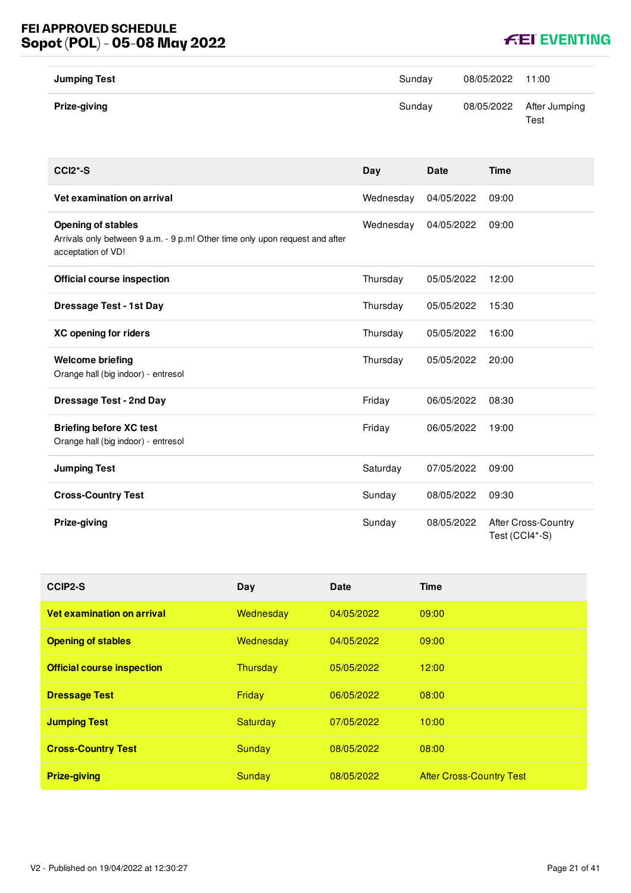| | | | |
|---|---|---|---|
| **Jumping Test** | Sunday | 08/05/2022 | 11:00 |
| **Prize-giving** | Sunday | 08/05/2022 | After Jumping Test |

| CCI2*-S | Day | Date | Time |
|---|---|---|---|
| **Vet examination on arrival** | Wednesday | 04/05/2022 | 09:00 |
| **Opening of stables**<br>Arrivals only between 9 a.m. - 9 p.m! Other time only upon request and after acceptation of VD! | Wednesday | 04/05/2022 | 09:00 |
| **Official course inspection** | Thursday | 05/05/2022 | 12:00 |
| **Dressage Test - 1st Day** | Thursday | 05/05/2022 | 15:30 |
| **XC opening for riders** | Thursday | 05/05/2022 | 16:00 |
| **Welcome briefing**<br>Orange hall (big indoor) - entresol | Thursday | 05/05/2022 | 20:00 |
| **Dressage Test - 2nd Day** | Friday | 06/05/2022 | 08:30 |
| **Briefing before XC test**<br>Orange hall (big indoor) - entresol | Friday | 06/05/2022 | 19:00 |
| **Jumping Test** | Saturday | 07/05/2022 | 09:00 |
| **Cross-Country Test** | Sunday | 08/05/2022 | 09:30 |
| **Prize-giving** | Sunday | 08/05/2022 | After Cross-Country Test (CCI4*-S) |

| CCIP2-S | Day | Date | Time |
|---|---|---|---|
| **Vet examination on arrival** | Wednesday | 04/05/2022 | 09:00 |
| **Opening of stables** | Wednesday | 04/05/2022 | 09:00 |
| **Official course inspection** | Thursday | 05/05/2022 | 12:00 |
| **Dressage Test** | Friday | 06/05/2022 | 08:00 |
| **Jumping Test** | Saturday | 07/05/2022 | 10:00 |
| **Cross-Country Test** | Sunday | 08/05/2022 | 08:00 |
| **Prize-giving** | Sunday | 08/05/2022 | After Cross-Country Test |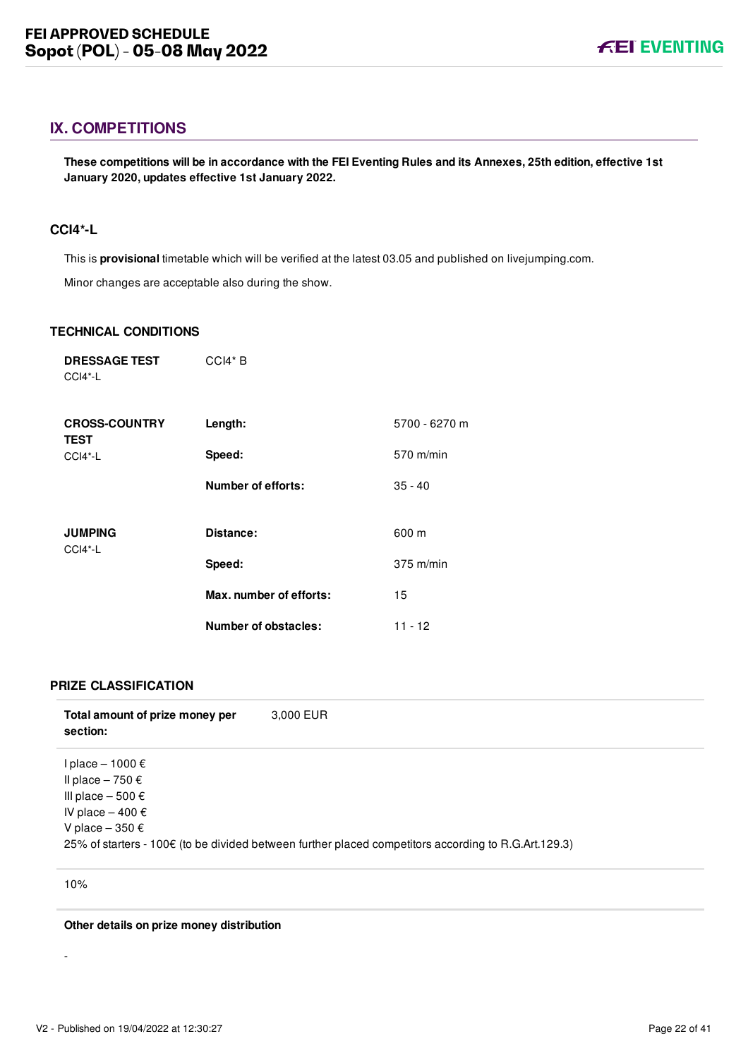## IX. COMPETITIONS

**These competitions will be in accordance with the FEI Eventing Rules and its Annexes, 25th edition, effective 1st January 2020, updates effective 1st January 2022.**

### CCI4*-L

This is **provisional** timetable which will be verified at the latest 03.05 and published on livejumping.com.

Minor changes are acceptable also during the show.

### TECHNICAL CONDITIONS

| | | |
|---|---|---|
| **DRESSAGE TEST** CCI4*-L | CCI4* B | |
| **CROSS-COUNTRY TEST** CCI4*-L | **Length:** | 5700 - 6270 m |
| | **Speed:** | 570 m/min |
| | **Number of efforts:** | 35 - 40 |
| **JUMPING** CCI4*-L | **Distance:** | 600 m |
| | **Speed:** | 375 m/min |
| | **Max. number of efforts:** | 15 |
| | **Number of obstacles:** | 11 - 12 |

### PRIZE CLASSIFICATION

**Total amount of prize money per section:** 3,000 EUR

I place – 1000 €
II place – 750 €
III place – 500 €
IV place – 400 €
V place – 350 €
25% of starters - 100€ (to be divided between further placed competitors according to R.G.Art.129.3)

10%

**Other details on prize money distribution**

-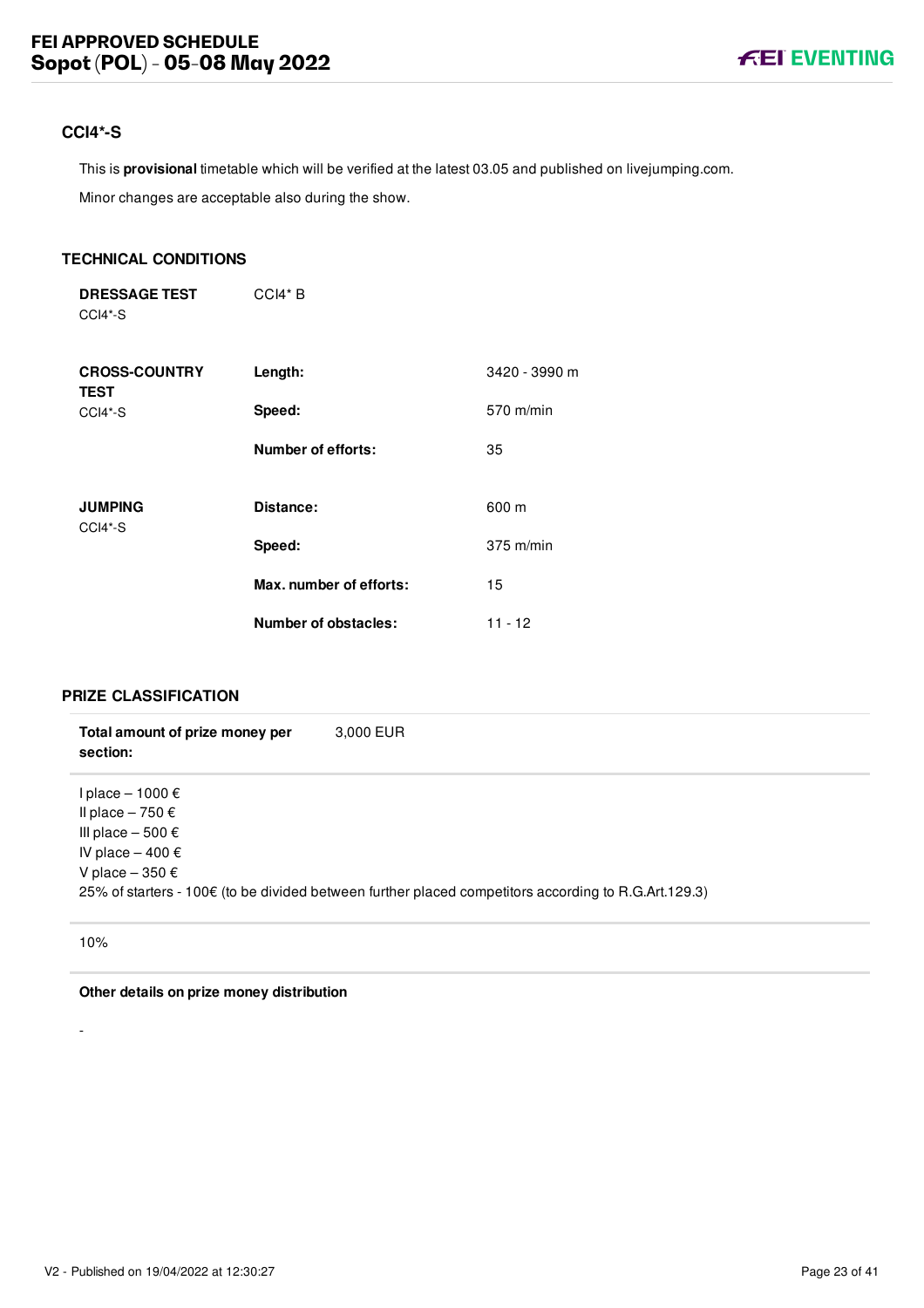## CCI4*-S

This is **provisional** timetable which will be verified at the latest 03.05 and published on livejumping.com.

Minor changes are acceptable also during the show.

### TECHNICAL CONDITIONS

| | | |
|---|---|---|
| **DRESSAGE TEST** CCI4*-S | CCI4* B | |
| **CROSS-COUNTRY TEST** CCI4*-S | **Length:** | 3420 - 3990 m |
| | **Speed:** | 570 m/min |
| | **Number of efforts:** | 35 |
| **JUMPING** CCI4*-S | **Distance:** | 600 m |
| | **Speed:** | 375 m/min |
| | **Max. number of efforts:** | 15 |
| | **Number of obstacles:** | 11 - 12 |

### PRIZE CLASSIFICATION

**Total amount of prize money per section:** 3,000 EUR

I place – 1000 €
II place – 750 €
III place – 500 €
IV place – 400 €
V place – 350 €
25% of starters - 100€ (to be divided between further placed competitors according to R.G.Art.129.3)

10%

**Other details on prize money distribution**

-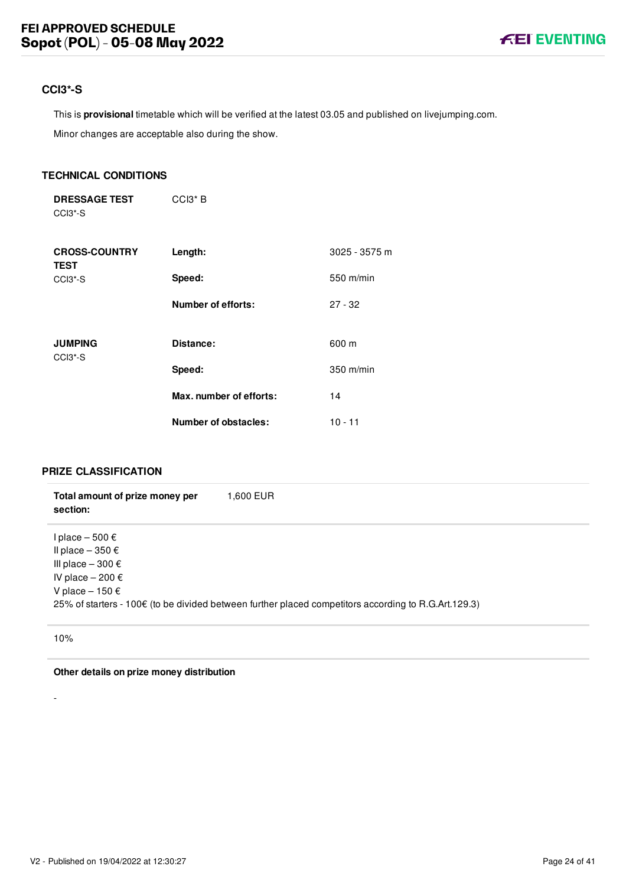## CCI3*-S

This is **provisional** timetable which will be verified at the latest 03.05 and published on livejumping.com.

Minor changes are acceptable also during the show.

### TECHNICAL CONDITIONS

| | | |
|---|---|---|
| **DRESSAGE TEST** CCI3*-S | CCI3* B | |
| **CROSS-COUNTRY TEST** CCI3*-S | **Length:** | 3025 - 3575 m |
| | **Speed:** | 550 m/min |
| | **Number of efforts:** | 27 - 32 |
| **JUMPING** CCI3*-S | **Distance:** | 600 m |
| | **Speed:** | 350 m/min |
| | **Max. number of efforts:** | 14 |
| | **Number of obstacles:** | 10 - 11 |

### PRIZE CLASSIFICATION

**Total amount of prize money per section:** 1,600 EUR

I place – 500 €
II place – 350 €
III place – 300 €
IV place – 200 €
V place – 150 €
25% of starters - 100€ (to be divided between further placed competitors according to R.G.Art.129.3)

10%

**Other details on prize money distribution**

-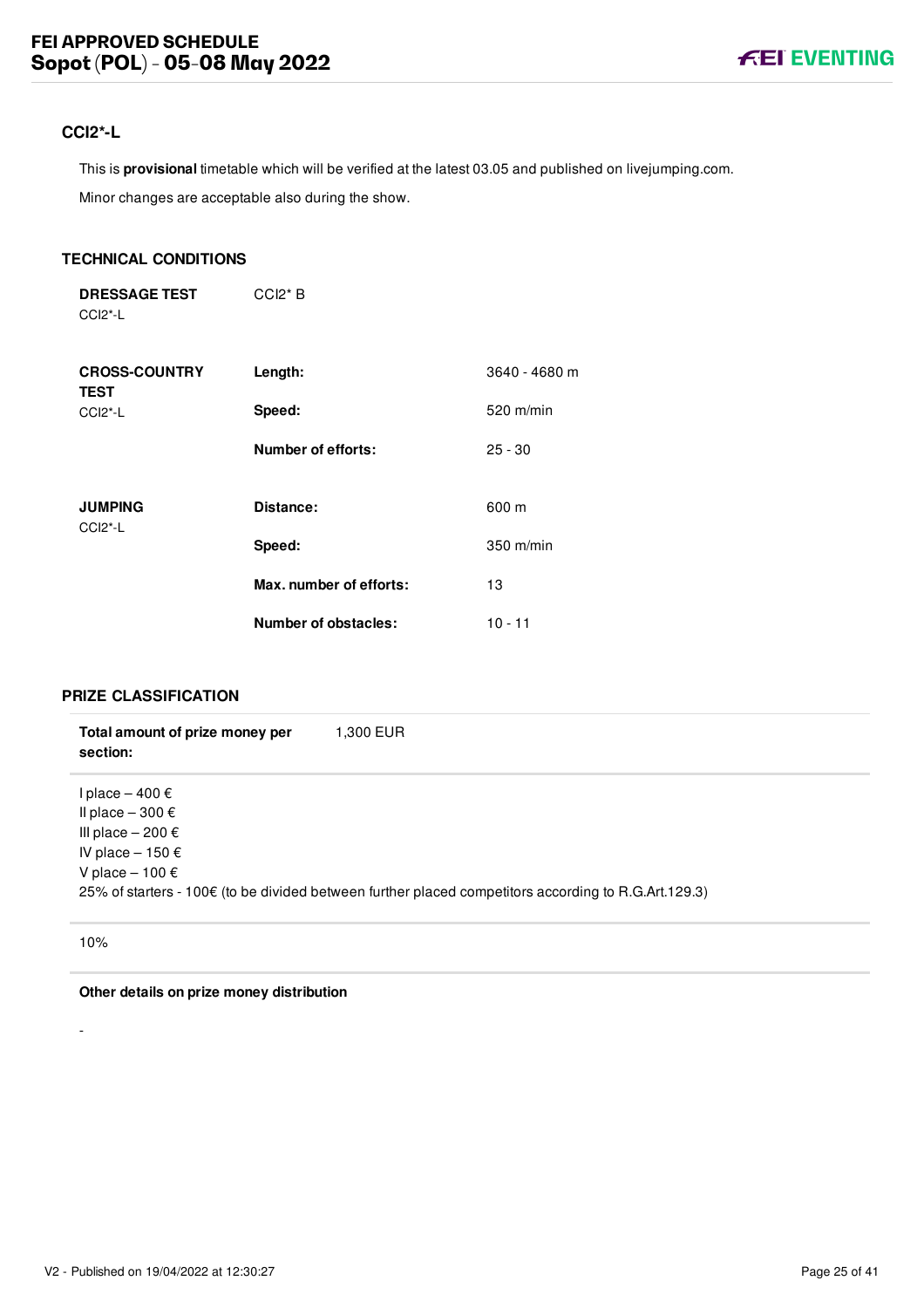## CCI2*-L

This is **provisional** timetable which will be verified at the latest 03.05 and published on livejumping.com.

Minor changes are acceptable also during the show.

### TECHNICAL CONDITIONS

| | | |
|---|---|---|
| **DRESSAGE TEST** CCI2*-L | CCI2* B | |
| **CROSS-COUNTRY TEST** CCI2*-L | **Length:** | 3640 - 4680 m |
| | **Speed:** | 520 m/min |
| | **Number of efforts:** | 25 - 30 |
| **JUMPING** CCI2*-L | **Distance:** | 600 m |
| | **Speed:** | 350 m/min |
| | **Max. number of efforts:** | 13 |
| | **Number of obstacles:** | 10 - 11 |

### PRIZE CLASSIFICATION

**Total amount of prize money per section:** 1,300 EUR

I place – 400 €
II place – 300 €
III place – 200 €
IV place – 150 €
V place – 100 €
25% of starters - 100€ (to be divided between further placed competitors according to R.G.Art.129.3)

10%

**Other details on prize money distribution**

-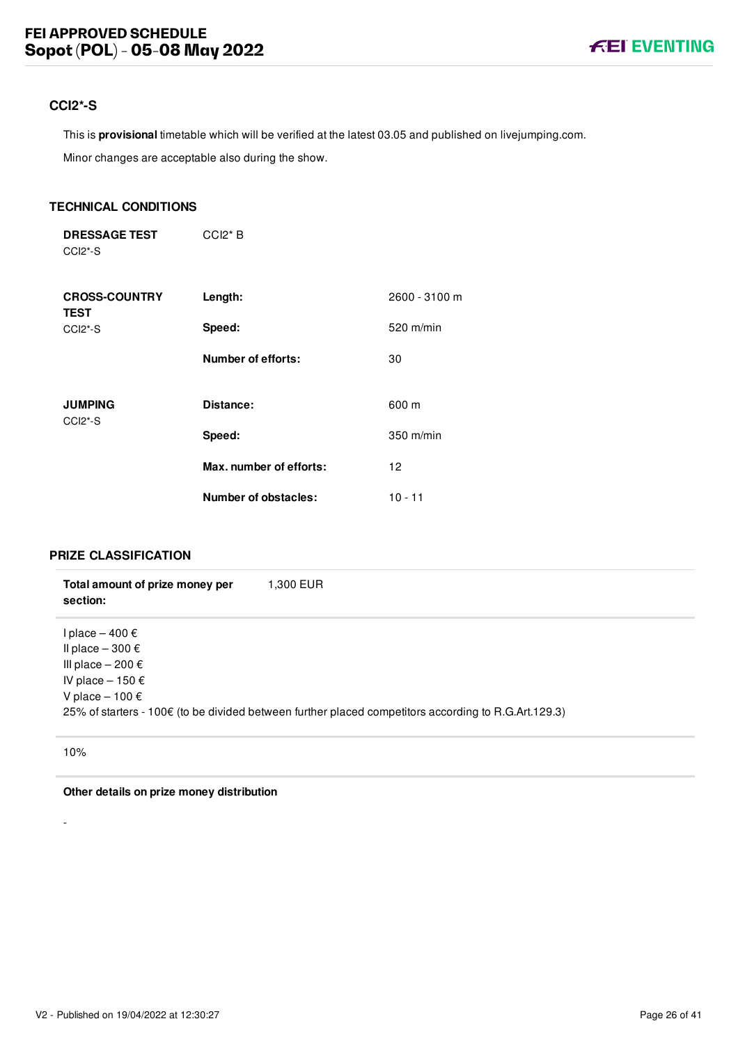## CCI2*-S

This is **provisional** timetable which will be verified at the latest 03.05 and published on livejumping.com.

Minor changes are acceptable also during the show.

### TECHNICAL CONDITIONS

| | | |
|---|---|---|
| **DRESSAGE TEST** CCI2*-S | CCI2* B | |
| **CROSS-COUNTRY TEST** CCI2*-S | **Length:** | 2600 - 3100 m |
| | **Speed:** | 520 m/min |
| | **Number of efforts:** | 30 |
| **JUMPING** CCI2*-S | **Distance:** | 600 m |
| | **Speed:** | 350 m/min |
| | **Max. number of efforts:** | 12 |
| | **Number of obstacles:** | 10 - 11 |

### PRIZE CLASSIFICATION

**Total amount of prize money per section:** 1,300 EUR

I place – 400 €
II place – 300 €
III place – 200 €
IV place – 150 €
V place – 100 €
25% of starters - 100€ (to be divided between further placed competitors according to R.G.Art.129.3)

10%

**Other details on prize money distribution**

-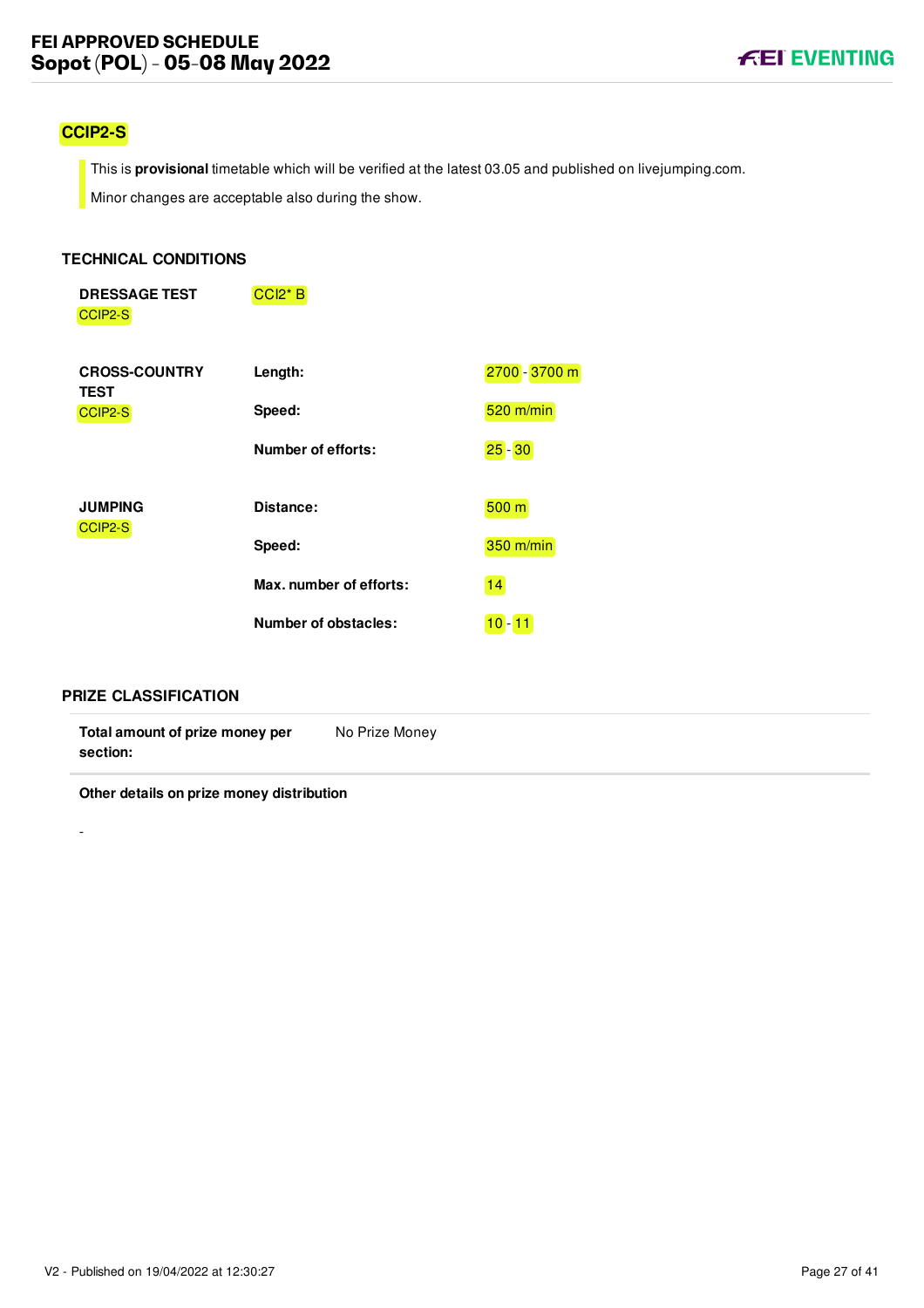## CCIP2-S

> This is **provisional** timetable which will be verified at the latest 03.05 and published on livejumping.com.
>
> Minor changes are acceptable also during the show.

### TECHNICAL CONDITIONS

**DRESSAGE TEST**
CCIP2-S

CCI2* B

**CROSS-COUNTRY TEST**
CCIP2-S

| | |
|---|---|
| **Length:** | 2700 - 3700 m |
| **Speed:** | 520 m/min |
| **Number of efforts:** | 25 - 30 |

**JUMPING**
CCIP2-S

| | |
|---|---|
| **Distance:** | 500 m |
| **Speed:** | 350 m/min |
| **Max. number of efforts:** | 14 |
| **Number of obstacles:** | 10 - 11 |

### PRIZE CLASSIFICATION

| | |
|---|---|
| **Total amount of prize money per section:** | No Prize Money |

**Other details on prize money distribution**

-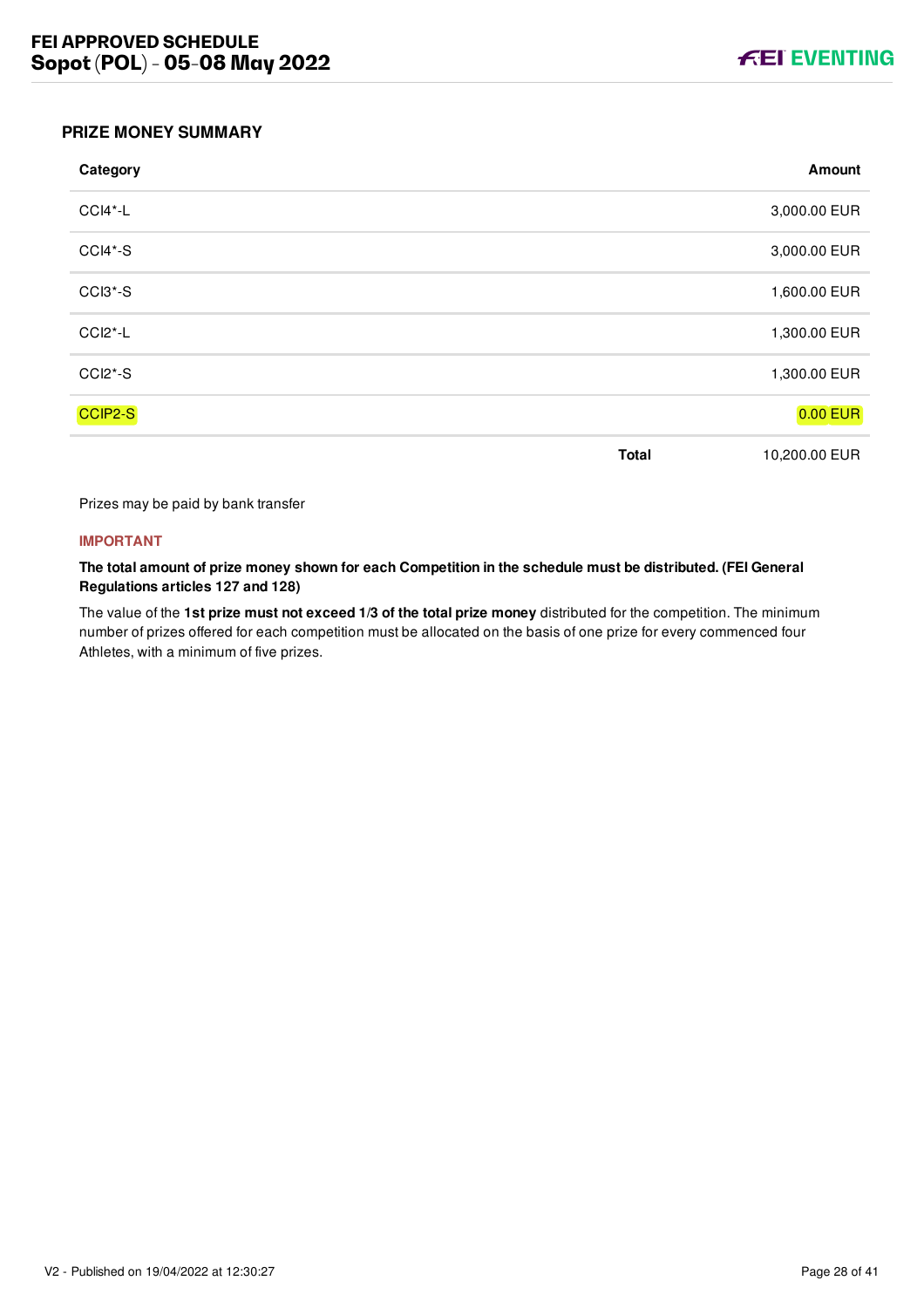## PRIZE MONEY SUMMARY

| Category | | Amount |
|---|---|---|
| CCI4*-L | | 3,000.00 EUR |
| CCI4*-S | | 3,000.00 EUR |
| CCI3*-S | | 1,600.00 EUR |
| CCI2*-L | | 1,300.00 EUR |
| CCI2*-S | | 1,300.00 EUR |
| CCIP2-S | | 0.00 EUR |
| | **Total** | 10,200.00 EUR |

Prizes may be paid by bank transfer

**IMPORTANT**

**The total amount of prize money shown for each Competition in the schedule must be distributed. (FEI General Regulations articles 127 and 128)**

The value of the **1st prize must not exceed 1/3 of the total prize money** distributed for the competition. The minimum number of prizes offered for each competition must be allocated on the basis of one prize for every commenced four Athletes, with a minimum of five prizes.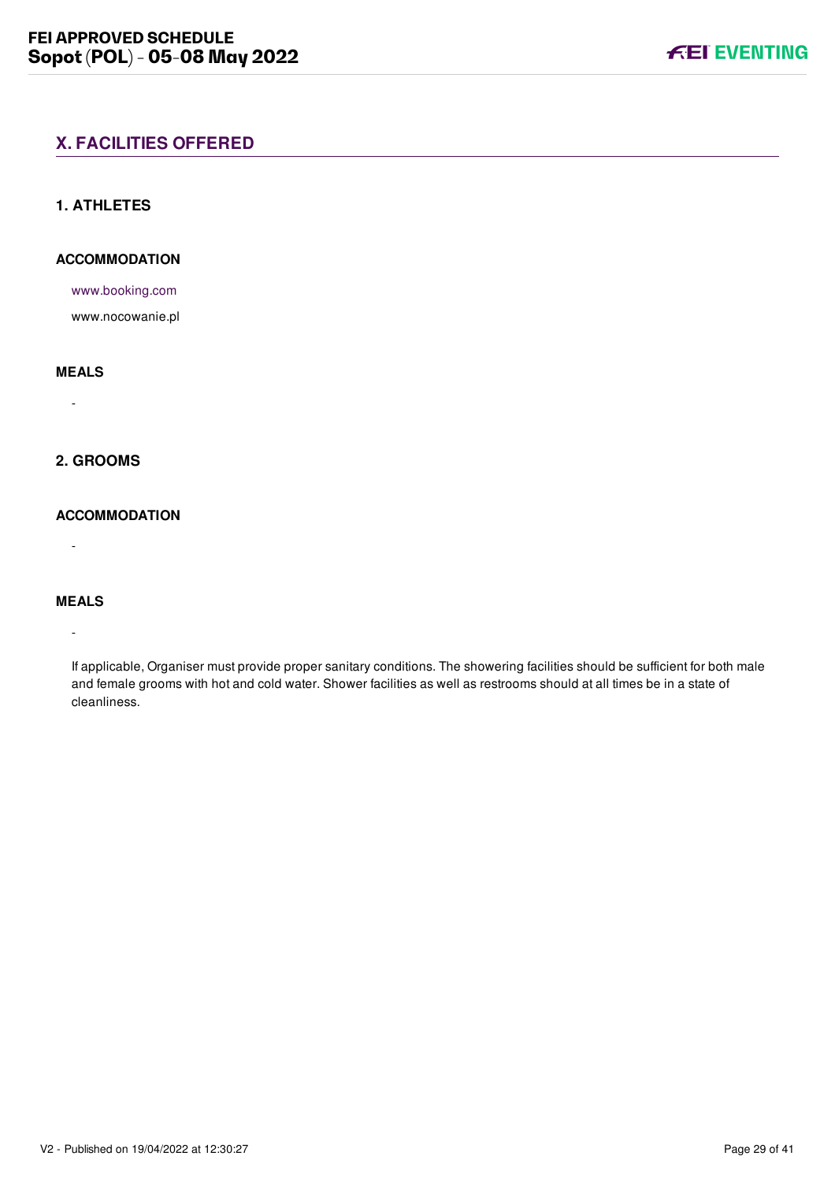## X. FACILITIES OFFERED

### 1. ATHLETES

#### ACCOMMODATION

www.booking.com

www.nocowanie.pl

#### MEALS

-

### 2. GROOMS

#### ACCOMMODATION

-

#### MEALS

-

If applicable, Organiser must provide proper sanitary conditions. The showering facilities should be sufficient for both male and female grooms with hot and cold water. Shower facilities as well as restrooms should at all times be in a state of cleanliness.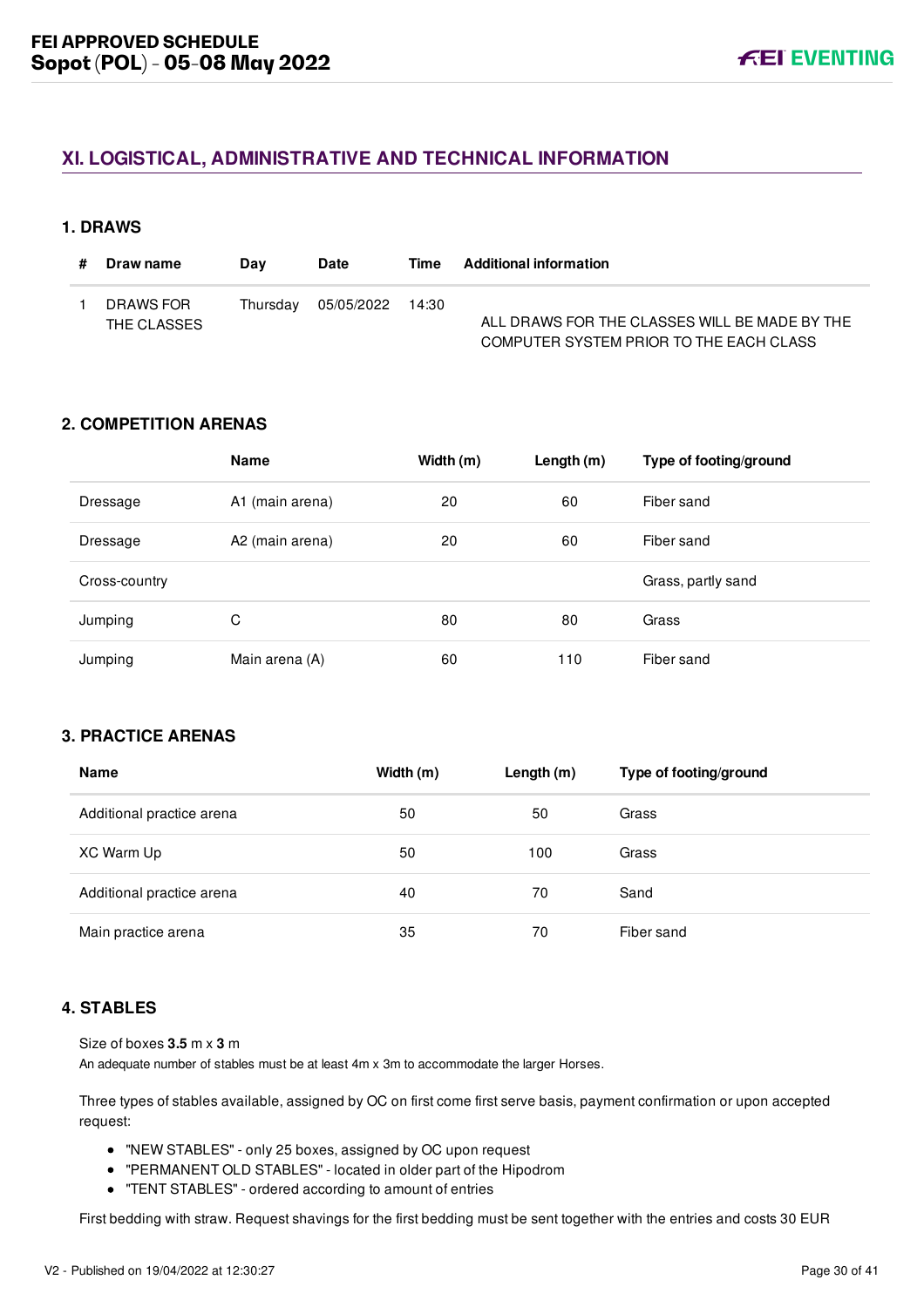## XI. LOGISTICAL, ADMINISTRATIVE AND TECHNICAL INFORMATION

### 1. DRAWS

| # | Draw name | Day | Date | Time | Additional information |
|---|---|---|---|---|---|
| 1 | DRAWS FOR THE CLASSES | Thursday | 05/05/2022 | 14:30 | ALL DRAWS FOR THE CLASSES WILL BE MADE BY THE COMPUTER SYSTEM PRIOR TO THE EACH CLASS |

### 2. COMPETITION ARENAS

| | Name | Width (m) | Length (m) | Type of footing/ground |
|---|---|---|---|---|
| Dressage | A1 (main arena) | 20 | 60 | Fiber sand |
| Dressage | A2 (main arena) | 20 | 60 | Fiber sand |
| Cross-country | | | | Grass, partly sand |
| Jumping | C | 80 | 80 | Grass |
| Jumping | Main arena (A) | 60 | 110 | Fiber sand |

### 3. PRACTICE ARENAS

| Name | Width (m) | Length (m) | Type of footing/ground |
|---|---|---|---|
| Additional practice arena | 50 | 50 | Grass |
| XC Warm Up | 50 | 100 | Grass |
| Additional practice arena | 40 | 70 | Sand |
| Main practice arena | 35 | 70 | Fiber sand |

### 4. STABLES

Size of boxes **3.5** m x **3** m

An adequate number of stables must be at least 4m x 3m to accommodate the larger Horses.

Three types of stables available, assigned by OC on first come first serve basis, payment confirmation or upon accepted request:

- "NEW STABLES" - only 25 boxes, assigned by OC upon request
- "PERMANENT OLD STABLES" - located in older part of the Hipodrom
- "TENT STABLES" - ordered according to amount of entries

First bedding with straw. Request shavings for the first bedding must be sent together with the entries and costs 30 EUR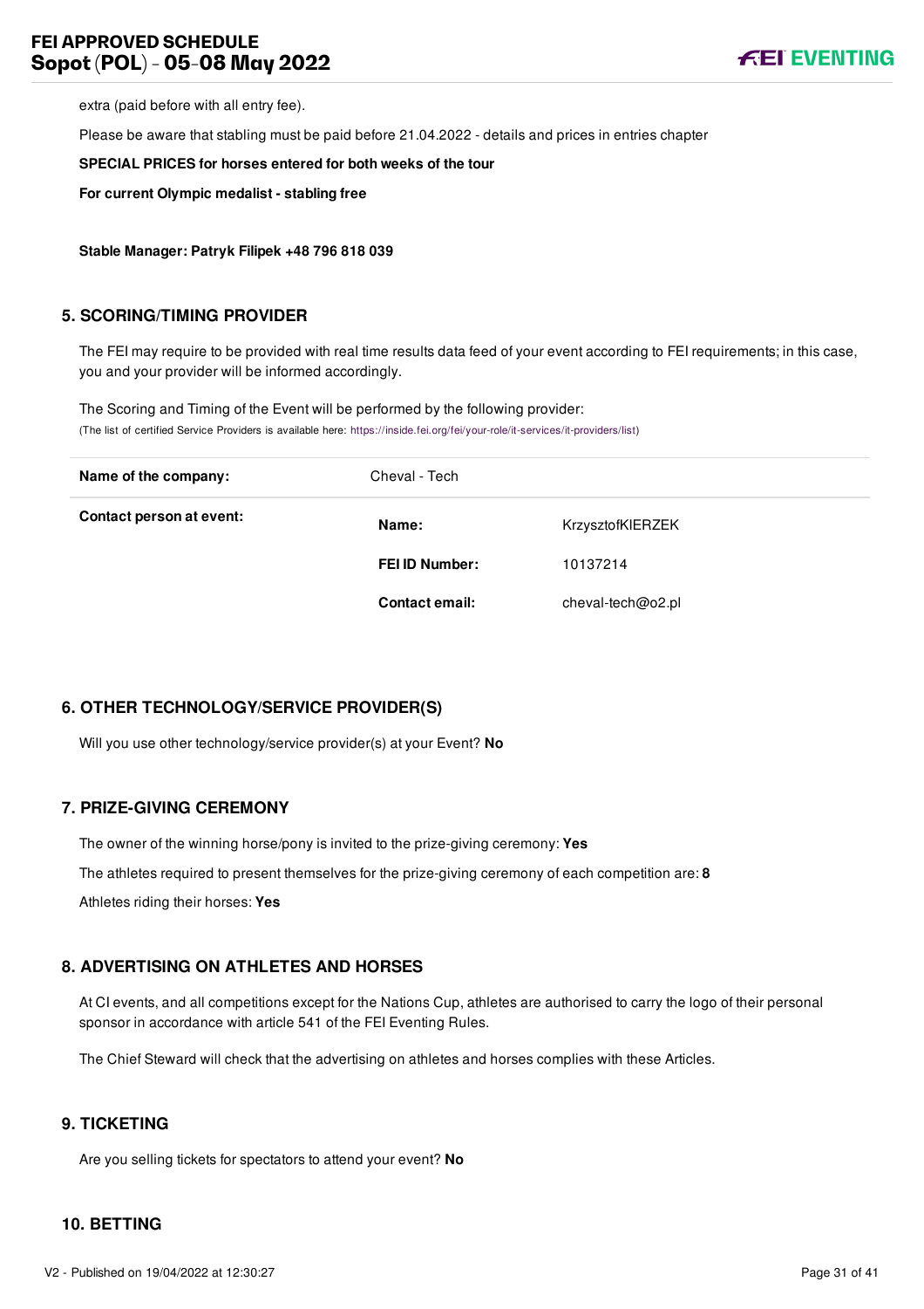extra (paid before with all entry fee).

Please be aware that stabling must be paid before 21.04.2022 - details and prices in entries chapter

**SPECIAL PRICES for horses entered for both weeks of the tour**

**For current Olympic medalist - stabling free**

**Stable Manager: Patryk Filipek +48 796 818 039**

## 5. SCORING/TIMING PROVIDER

The FEI may require to be provided with real time results data feed of your event according to FEI requirements; in this case, you and your provider will be informed accordingly.

The Scoring and Timing of the Event will be performed by the following provider:
(The list of certified Service Providers is available here: https://inside.fei.org/fei/your-role/it-services/it-providers/list)

| | | |
|---|---|---|
| **Name of the company:** | Cheval - Tech | |
| **Contact person at event:** | **Name:** | KrzysztofKIERZEK |
| | **FEI ID Number:** | 10137214 |
| | **Contact email:** | cheval-tech@o2.pl |

## 6. OTHER TECHNOLOGY/SERVICE PROVIDER(S)

Will you use other technology/service provider(s) at your Event? **No**

## 7. PRIZE-GIVING CEREMONY

The owner of the winning horse/pony is invited to the prize-giving ceremony: **Yes**

The athletes required to present themselves for the prize-giving ceremony of each competition are: **8**

Athletes riding their horses: **Yes**

## 8. ADVERTISING ON ATHLETES AND HORSES

At CI events, and all competitions except for the Nations Cup, athletes are authorised to carry the logo of their personal sponsor in accordance with article 541 of the FEI Eventing Rules.

The Chief Steward will check that the advertising on athletes and horses complies with these Articles.

## 9. TICKETING

Are you selling tickets for spectators to attend your event? **No**

## 10. BETTING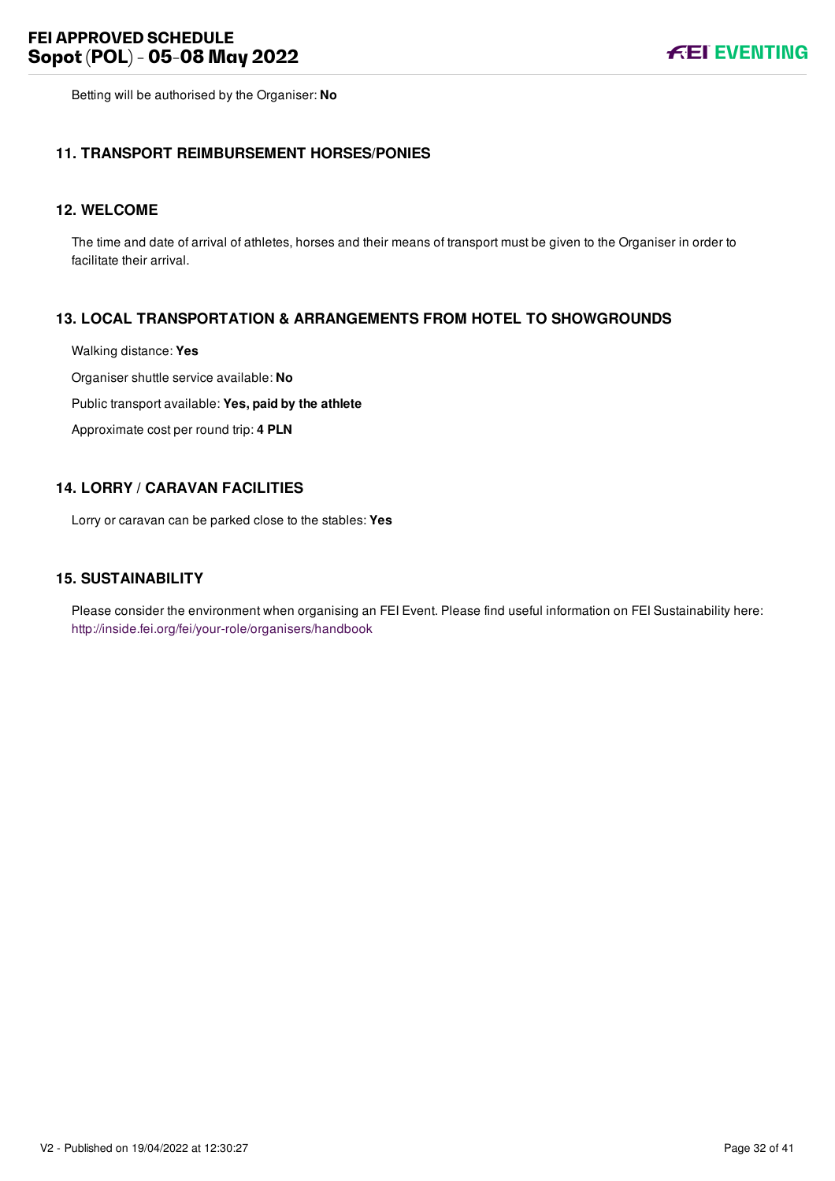Betting will be authorised by the Organiser: **No**

## 11. TRANSPORT REIMBURSEMENT HORSES/PONIES

## 12. WELCOME

The time and date of arrival of athletes, horses and their means of transport must be given to the Organiser in order to facilitate their arrival.

## 13. LOCAL TRANSPORTATION & ARRANGEMENTS FROM HOTEL TO SHOWGROUNDS

Walking distance: **Yes**

Organiser shuttle service available: **No**

Public transport available: **Yes, paid by the athlete**

Approximate cost per round trip: **4 PLN**

## 14. LORRY / CARAVAN FACILITIES

Lorry or caravan can be parked close to the stables: **Yes**

## 15. SUSTAINABILITY

Please consider the environment when organising an FEI Event. Please find useful information on FEI Sustainability here: http://inside.fei.org/fei/your-role/organisers/handbook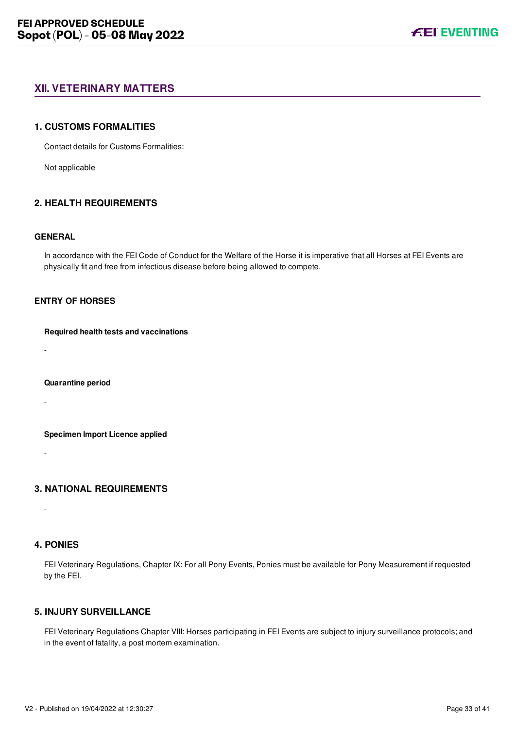## XII. VETERINARY MATTERS

### 1. CUSTOMS FORMALITIES

Contact details for Customs Formalities:

Not applicable

### 2. HEALTH REQUIREMENTS

#### GENERAL

In accordance with the FEI Code of Conduct for the Welfare of the Horse it is imperative that all Horses at FEI Events are physically fit and free from infectious disease before being allowed to compete.

#### ENTRY OF HORSES

**Required health tests and vaccinations**

-

**Quarantine period**

-

**Specimen Import Licence applied**

-

### 3. NATIONAL REQUIREMENTS

-

### 4. PONIES

FEI Veterinary Regulations, Chapter IX: For all Pony Events, Ponies must be available for Pony Measurement if requested by the FEI.

### 5. INJURY SURVEILLANCE

FEI Veterinary Regulations Chapter VIII: Horses participating in FEI Events are subject to injury surveillance protocols; and in the event of fatality, a post mortem examination.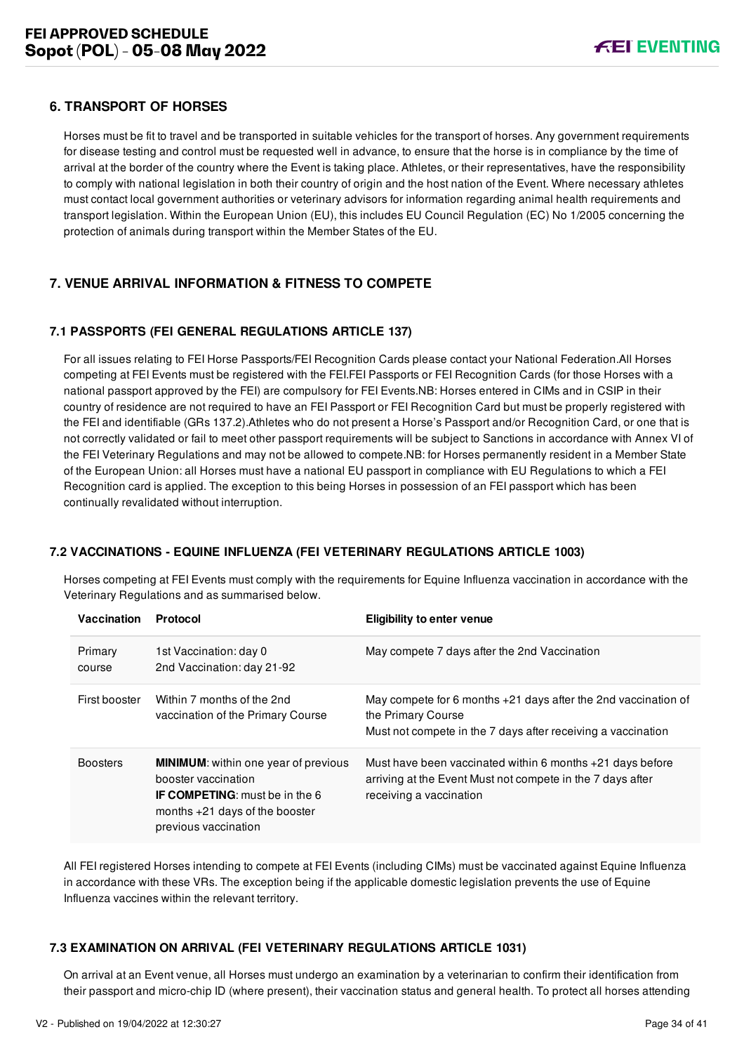## 6. TRANSPORT OF HORSES

Horses must be fit to travel and be transported in suitable vehicles for the transport of horses. Any government requirements for disease testing and control must be requested well in advance, to ensure that the horse is in compliance by the time of arrival at the border of the country where the Event is taking place. Athletes, or their representatives, have the responsibility to comply with national legislation in both their country of origin and the host nation of the Event. Where necessary athletes must contact local government authorities or veterinary advisors for information regarding animal health requirements and transport legislation. Within the European Union (EU), this includes EU Council Regulation (EC) No 1/2005 concerning the protection of animals during transport within the Member States of the EU.

## 7. VENUE ARRIVAL INFORMATION & FITNESS TO COMPETE

### 7.1 PASSPORTS (FEI GENERAL REGULATIONS ARTICLE 137)

For all issues relating to FEI Horse Passports/FEI Recognition Cards please contact your National Federation.All Horses competing at FEI Events must be registered with the FEI.FEI Passports or FEI Recognition Cards (for those Horses with a national passport approved by the FEI) are compulsory for FEI Events.NB: Horses entered in CIMs and in CSIP in their country of residence are not required to have an FEI Passport or FEI Recognition Card but must be properly registered with the FEI and identifiable (GRs 137.2).Athletes who do not present a Horse's Passport and/or Recognition Card, or one that is not correctly validated or fail to meet other passport requirements will be subject to Sanctions in accordance with Annex VI of the FEI Veterinary Regulations and may not be allowed to compete.NB: for Horses permanently resident in a Member State of the European Union: all Horses must have a national EU passport in compliance with EU Regulations to which a FEI Recognition card is applied. The exception to this being Horses in possession of an FEI passport which has been continually revalidated without interruption.

### 7.2 VACCINATIONS - EQUINE INFLUENZA (FEI VETERINARY REGULATIONS ARTICLE 1003)

Horses competing at FEI Events must comply with the requirements for Equine Influenza vaccination in accordance with the Veterinary Regulations and as summarised below.

| Vaccination | Protocol | Eligibility to enter venue |
|---|---|---|
| Primary course | 1st Vaccination: day 0<br>2nd Vaccination: day 21-92 | May compete 7 days after the 2nd Vaccination |
| First booster | Within 7 months of the 2nd vaccination of the Primary Course | May compete for 6 months +21 days after the 2nd vaccination of the Primary Course<br>Must not compete in the 7 days after receiving a vaccination |
| Boosters | **MINIMUM**: within one year of previous booster vaccination<br>**IF COMPETING**: must be in the 6 months +21 days of the booster previous vaccination | Must have been vaccinated within 6 months +21 days before arriving at the Event Must not compete in the 7 days after receiving a vaccination |

All FEI registered Horses intending to compete at FEI Events (including CIMs) must be vaccinated against Equine Influenza in accordance with these VRs. The exception being if the applicable domestic legislation prevents the use of Equine Influenza vaccines within the relevant territory.

### 7.3 EXAMINATION ON ARRIVAL (FEI VETERINARY REGULATIONS ARTICLE 1031)

On arrival at an Event venue, all Horses must undergo an examination by a veterinarian to confirm their identification from their passport and micro-chip ID (where present), their vaccination status and general health. To protect all horses attending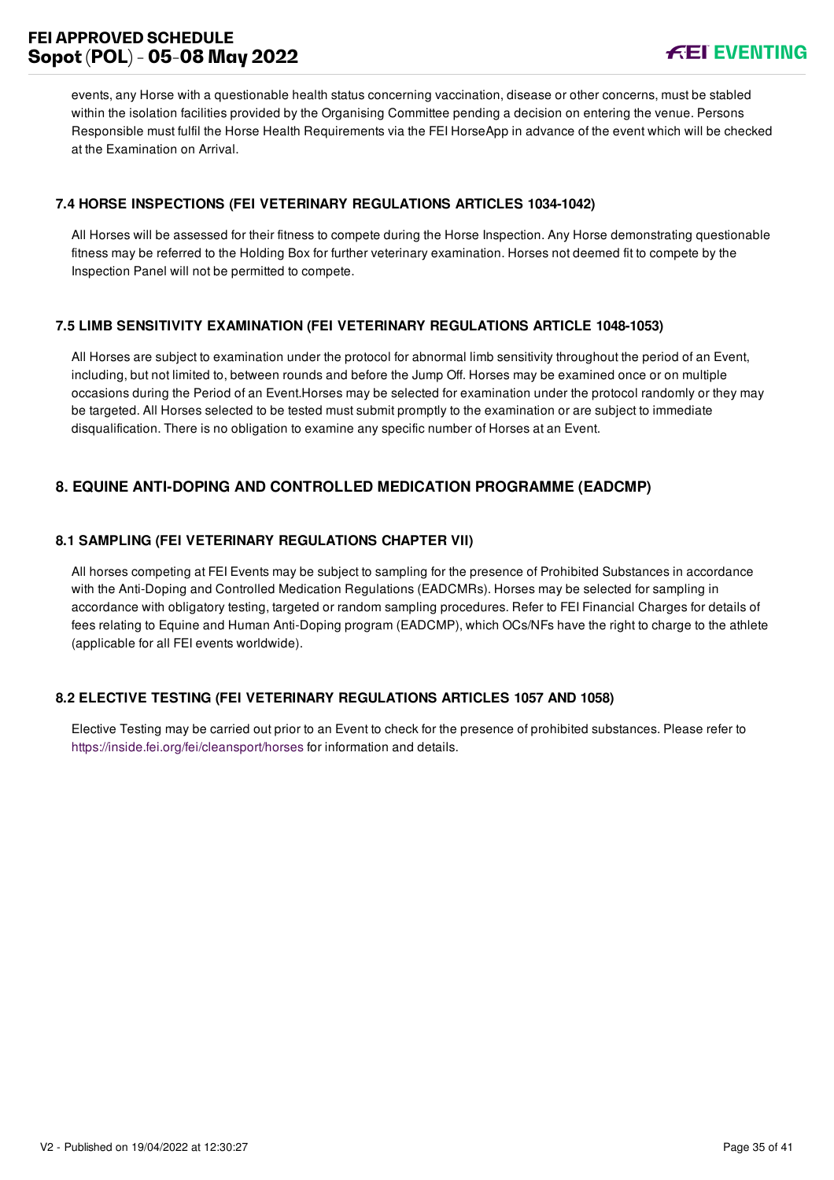events, any Horse with a questionable health status concerning vaccination, disease or other concerns, must be stabled within the isolation facilities provided by the Organising Committee pending a decision on entering the venue. Persons Responsible must fulfil the Horse Health Requirements via the FEI HorseApp in advance of the event which will be checked at the Examination on Arrival.

### 7.4 HORSE INSPECTIONS (FEI VETERINARY REGULATIONS ARTICLES 1034-1042)

All Horses will be assessed for their fitness to compete during the Horse Inspection. Any Horse demonstrating questionable fitness may be referred to the Holding Box for further veterinary examination. Horses not deemed fit to compete by the Inspection Panel will not be permitted to compete.

### 7.5 LIMB SENSITIVITY EXAMINATION (FEI VETERINARY REGULATIONS ARTICLE 1048-1053)

All Horses are subject to examination under the protocol for abnormal limb sensitivity throughout the period of an Event, including, but not limited to, between rounds and before the Jump Off. Horses may be examined once or on multiple occasions during the Period of an Event.Horses may be selected for examination under the protocol randomly or they may be targeted. All Horses selected to be tested must submit promptly to the examination or are subject to immediate disqualification. There is no obligation to examine any specific number of Horses at an Event.

## 8. EQUINE ANTI-DOPING AND CONTROLLED MEDICATION PROGRAMME (EADCMP)

### 8.1 SAMPLING (FEI VETERINARY REGULATIONS CHAPTER VII)

All horses competing at FEI Events may be subject to sampling for the presence of Prohibited Substances in accordance with the Anti-Doping and Controlled Medication Regulations (EADCMRs). Horses may be selected for sampling in accordance with obligatory testing, targeted or random sampling procedures. Refer to FEI Financial Charges for details of fees relating to Equine and Human Anti-Doping program (EADCMP), which OCs/NFs have the right to charge to the athlete (applicable for all FEI events worldwide).

### 8.2 ELECTIVE TESTING (FEI VETERINARY REGULATIONS ARTICLES 1057 AND 1058)

Elective Testing may be carried out prior to an Event to check for the presence of prohibited substances. Please refer to https://inside.fei.org/fei/cleansport/horses for information and details.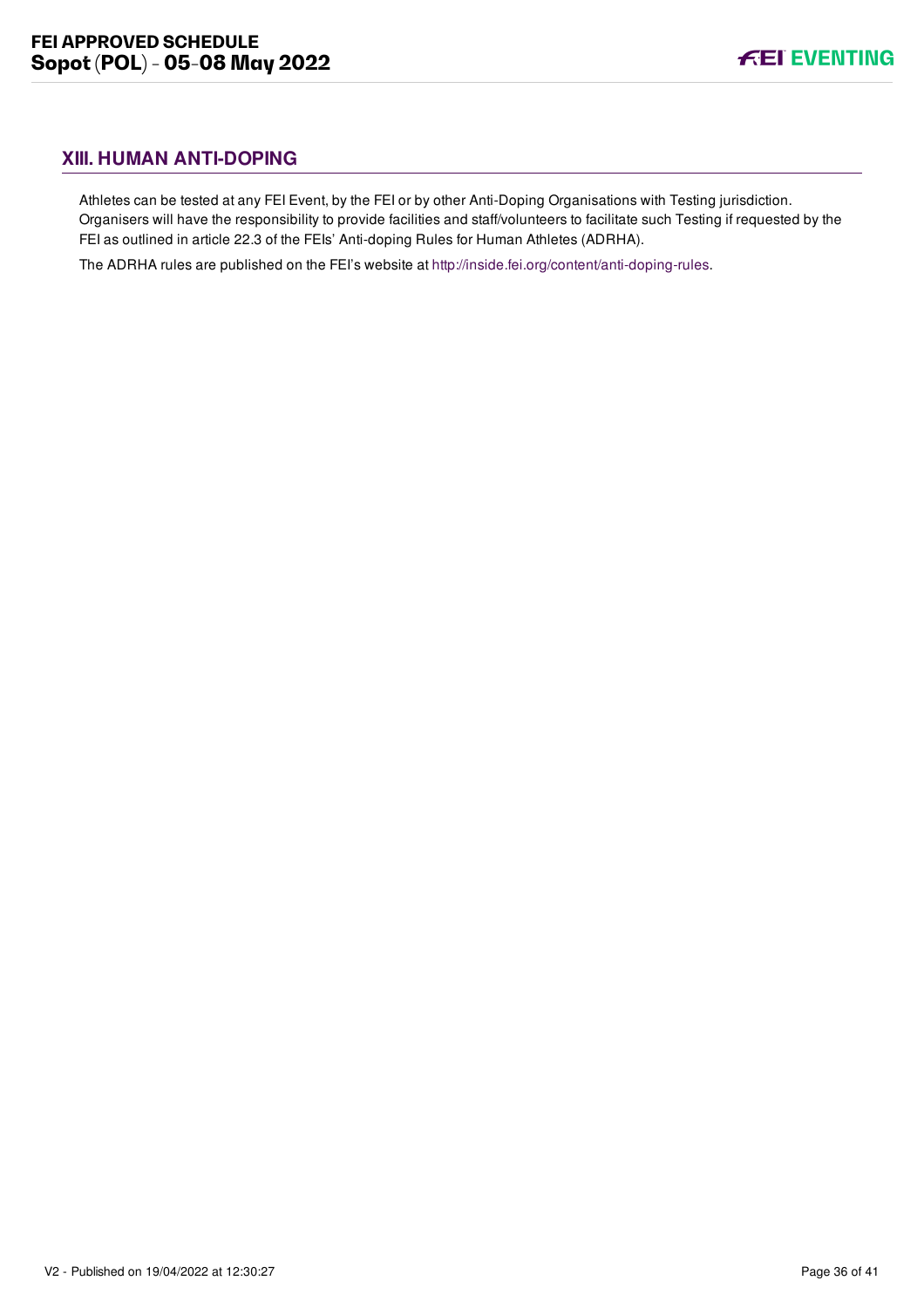## XIII. HUMAN ANTI-DOPING

Athletes can be tested at any FEI Event, by the FEI or by other Anti-Doping Organisations with Testing jurisdiction. Organisers will have the responsibility to provide facilities and staff/volunteers to facilitate such Testing if requested by the FEI as outlined in article 22.3 of the FEIs' Anti-doping Rules for Human Athletes (ADRHA).

The ADRHA rules are published on the FEI's website at http://inside.fei.org/content/anti-doping-rules.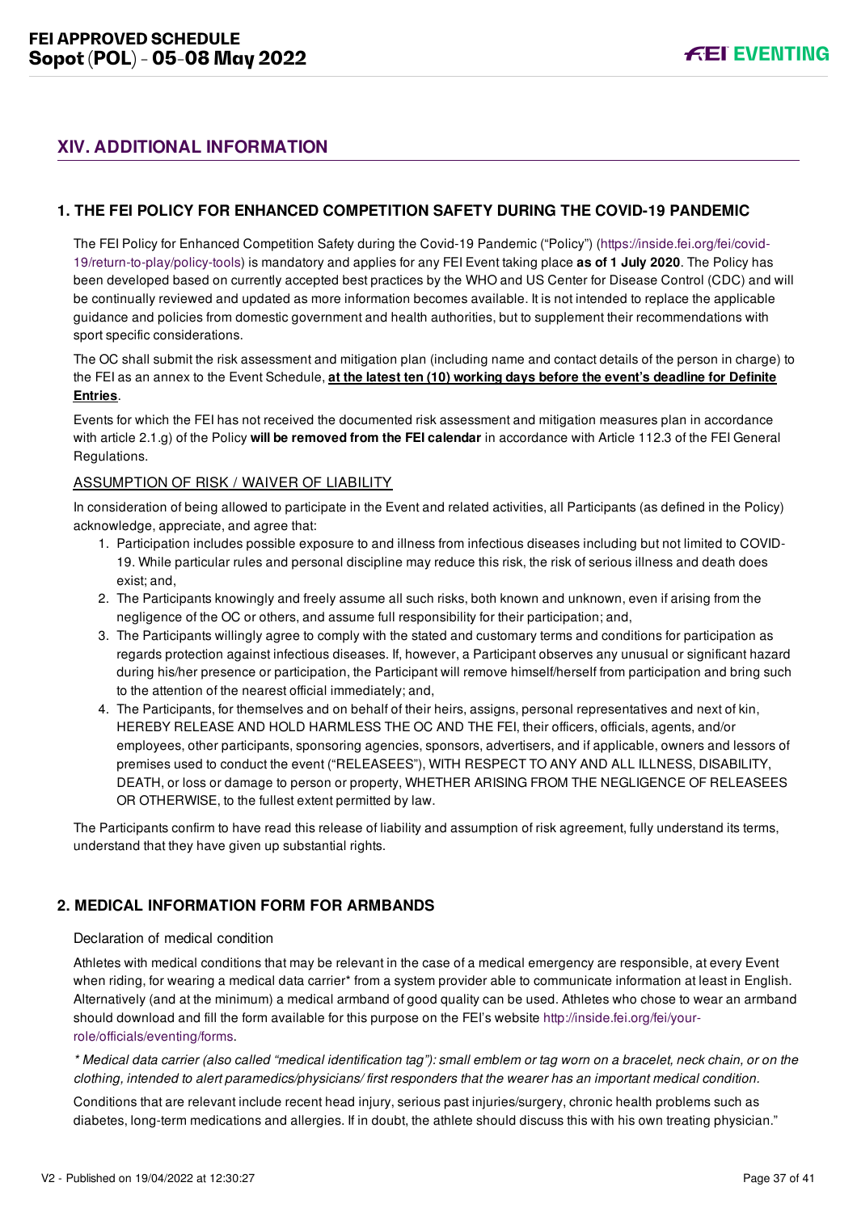## XIV. ADDITIONAL INFORMATION

### 1. THE FEI POLICY FOR ENHANCED COMPETITION SAFETY DURING THE COVID-19 PANDEMIC

The FEI Policy for Enhanced Competition Safety during the Covid-19 Pandemic ("Policy") (https://inside.fei.org/fei/covid-19/return-to-play/policy-tools) is mandatory and applies for any FEI Event taking place **as of 1 July 2020**. The Policy has been developed based on currently accepted best practices by the WHO and US Center for Disease Control (CDC) and will be continually reviewed and updated as more information becomes available. It is not intended to replace the applicable guidance and policies from domestic government and health authorities, but to supplement their recommendations with sport specific considerations.

The OC shall submit the risk assessment and mitigation plan (including name and contact details of the person in charge) to the FEI as an annex to the Event Schedule, **at the latest ten (10) working days before the event's deadline for Definite Entries**.

Events for which the FEI has not received the documented risk assessment and mitigation measures plan in accordance with article 2.1.g) of the Policy **will be removed from the FEI calendar** in accordance with Article 112.3 of the FEI General Regulations.

ASSUMPTION OF RISK / WAIVER OF LIABILITY

In consideration of being allowed to participate in the Event and related activities, all Participants (as defined in the Policy) acknowledge, appreciate, and agree that:

1. Participation includes possible exposure to and illness from infectious diseases including but not limited to COVID-19. While particular rules and personal discipline may reduce this risk, the risk of serious illness and death does exist; and,
2. The Participants knowingly and freely assume all such risks, both known and unknown, even if arising from the negligence of the OC or others, and assume full responsibility for their participation; and,
3. The Participants willingly agree to comply with the stated and customary terms and conditions for participation as regards protection against infectious diseases. If, however, a Participant observes any unusual or significant hazard during his/her presence or participation, the Participant will remove himself/herself from participation and bring such to the attention of the nearest official immediately; and,
4. The Participants, for themselves and on behalf of their heirs, assigns, personal representatives and next of kin, HEREBY RELEASE AND HOLD HARMLESS THE OC AND THE FEI, their officers, officials, agents, and/or employees, other participants, sponsoring agencies, sponsors, advertisers, and if applicable, owners and lessors of premises used to conduct the event ("RELEASEES"), WITH RESPECT TO ANY AND ALL ILLNESS, DISABILITY, DEATH, or loss or damage to person or property, WHETHER ARISING FROM THE NEGLIGENCE OF RELEASEES OR OTHERWISE, to the fullest extent permitted by law.

The Participants confirm to have read this release of liability and assumption of risk agreement, fully understand its terms, understand that they have given up substantial rights.

### 2. MEDICAL INFORMATION FORM FOR ARMBANDS

Declaration of medical condition

Athletes with medical conditions that may be relevant in the case of a medical emergency are responsible, at every Event when riding, for wearing a medical data carrier* from a system provider able to communicate information at least in English. Alternatively (and at the minimum) a medical armband of good quality can be used. Athletes who chose to wear an armband should download and fill the form available for this purpose on the FEI's website http://inside.fei.org/fei/your-role/officials/eventing/forms.

*\* Medical data carrier (also called "medical identification tag"): small emblem or tag worn on a bracelet, neck chain, or on the clothing, intended to alert paramedics/physicians/ first responders that the wearer has an important medical condition.*

Conditions that are relevant include recent head injury, serious past injuries/surgery, chronic health problems such as diabetes, long-term medications and allergies. If in doubt, the athlete should discuss this with his own treating physician."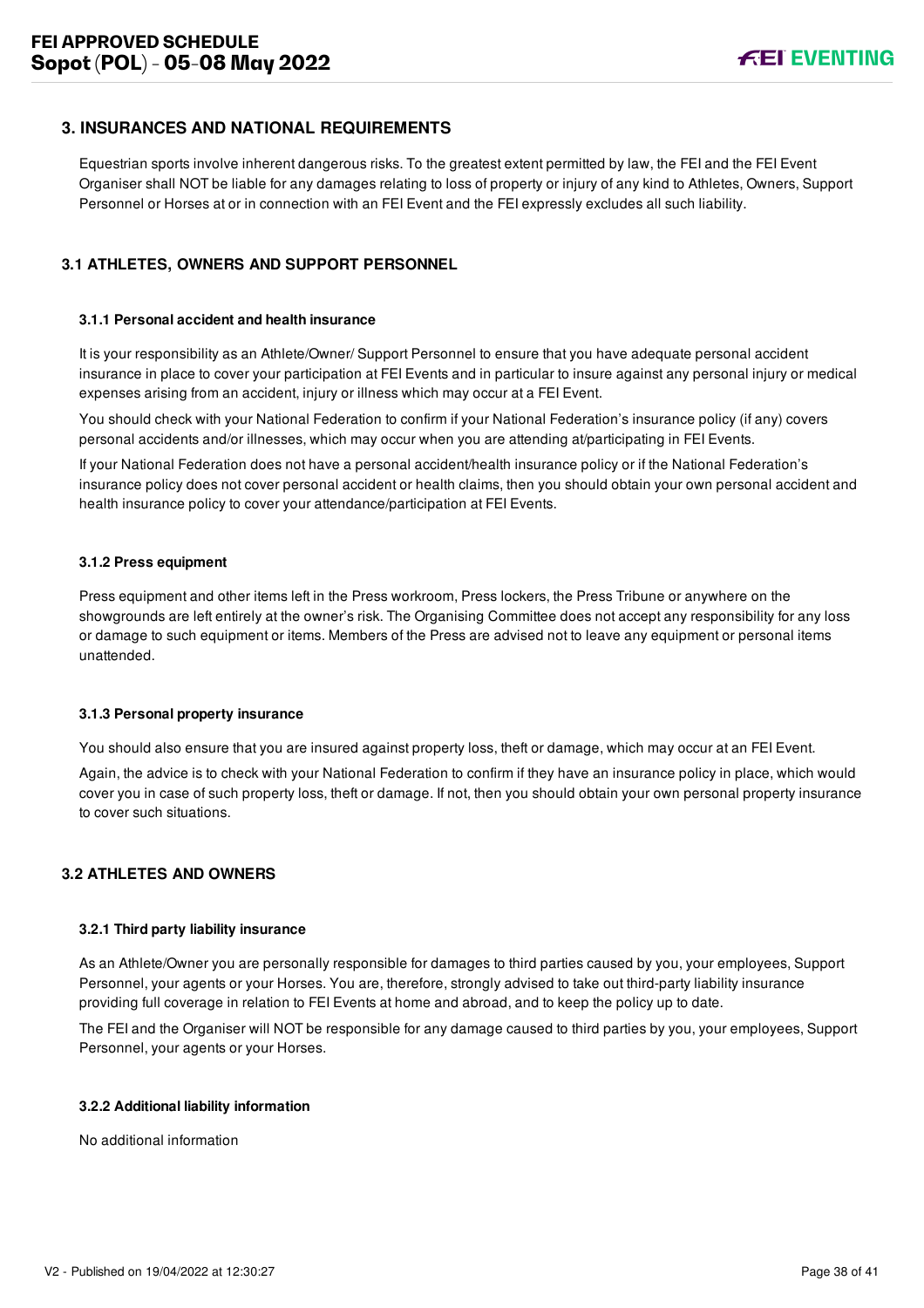## 3. INSURANCES AND NATIONAL REQUIREMENTS

Equestrian sports involve inherent dangerous risks. To the greatest extent permitted by law, the FEI and the FEI Event Organiser shall NOT be liable for any damages relating to loss of property or injury of any kind to Athletes, Owners, Support Personnel or Horses at or in connection with an FEI Event and the FEI expressly excludes all such liability.

### 3.1 ATHLETES, OWNERS AND SUPPORT PERSONNEL

#### 3.1.1 Personal accident and health insurance

It is your responsibility as an Athlete/Owner/ Support Personnel to ensure that you have adequate personal accident insurance in place to cover your participation at FEI Events and in particular to insure against any personal injury or medical expenses arising from an accident, injury or illness which may occur at a FEI Event.

You should check with your National Federation to confirm if your National Federation's insurance policy (if any) covers personal accidents and/or illnesses, which may occur when you are attending at/participating in FEI Events.

If your National Federation does not have a personal accident/health insurance policy or if the National Federation's insurance policy does not cover personal accident or health claims, then you should obtain your own personal accident and health insurance policy to cover your attendance/participation at FEI Events.

#### 3.1.2 Press equipment

Press equipment and other items left in the Press workroom, Press lockers, the Press Tribune or anywhere on the showgrounds are left entirely at the owner's risk. The Organising Committee does not accept any responsibility for any loss or damage to such equipment or items. Members of the Press are advised not to leave any equipment or personal items unattended.

#### 3.1.3 Personal property insurance

You should also ensure that you are insured against property loss, theft or damage, which may occur at an FEI Event.

Again, the advice is to check with your National Federation to confirm if they have an insurance policy in place, which would cover you in case of such property loss, theft or damage. If not, then you should obtain your own personal property insurance to cover such situations.

### 3.2 ATHLETES AND OWNERS

#### 3.2.1 Third party liability insurance

As an Athlete/Owner you are personally responsible for damages to third parties caused by you, your employees, Support Personnel, your agents or your Horses. You are, therefore, strongly advised to take out third-party liability insurance providing full coverage in relation to FEI Events at home and abroad, and to keep the policy up to date.

The FEI and the Organiser will NOT be responsible for any damage caused to third parties by you, your employees, Support Personnel, your agents or your Horses.

#### 3.2.2 Additional liability information

No additional information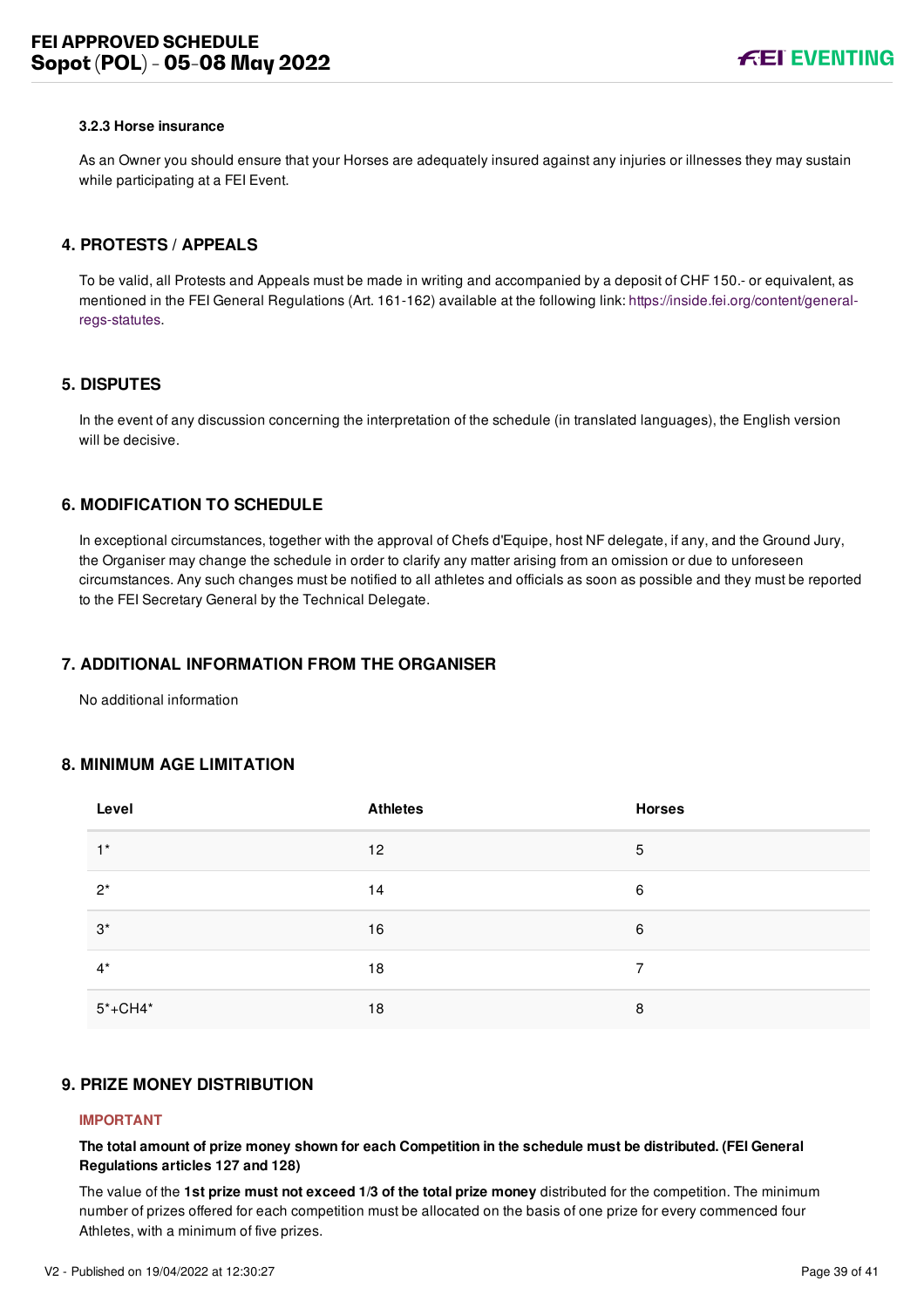#### 3.2.3 Horse insurance

As an Owner you should ensure that your Horses are adequately insured against any injuries or illnesses they may sustain while participating at a FEI Event.

## 4. PROTESTS / APPEALS

To be valid, all Protests and Appeals must be made in writing and accompanied by a deposit of CHF 150.- or equivalent, as mentioned in the FEI General Regulations (Art. 161-162) available at the following link: https://inside.fei.org/content/general-regs-statutes.

## 5. DISPUTES

In the event of any discussion concerning the interpretation of the schedule (in translated languages), the English version will be decisive.

## 6. MODIFICATION TO SCHEDULE

In exceptional circumstances, together with the approval of Chefs d'Equipe, host NF delegate, if any, and the Ground Jury, the Organiser may change the schedule in order to clarify any matter arising from an omission or due to unforeseen circumstances. Any such changes must be notified to all athletes and officials as soon as possible and they must be reported to the FEI Secretary General by the Technical Delegate.

## 7. ADDITIONAL INFORMATION FROM THE ORGANISER

No additional information

## 8. MINIMUM AGE LIMITATION

| Level | Athletes | Horses |
|---|---|---|
| 1* | 12 | 5 |
| 2* | 14 | 6 |
| 3* | 16 | 6 |
| 4* | 18 | 7 |
| 5*+CH4* | 18 | 8 |

## 9. PRIZE MONEY DISTRIBUTION

**IMPORTANT**

**The total amount of prize money shown for each Competition in the schedule must be distributed. (FEI General Regulations articles 127 and 128)**

The value of the **1st prize must not exceed 1/3 of the total prize money** distributed for the competition. The minimum number of prizes offered for each competition must be allocated on the basis of one prize for every commenced four Athletes, with a minimum of five prizes.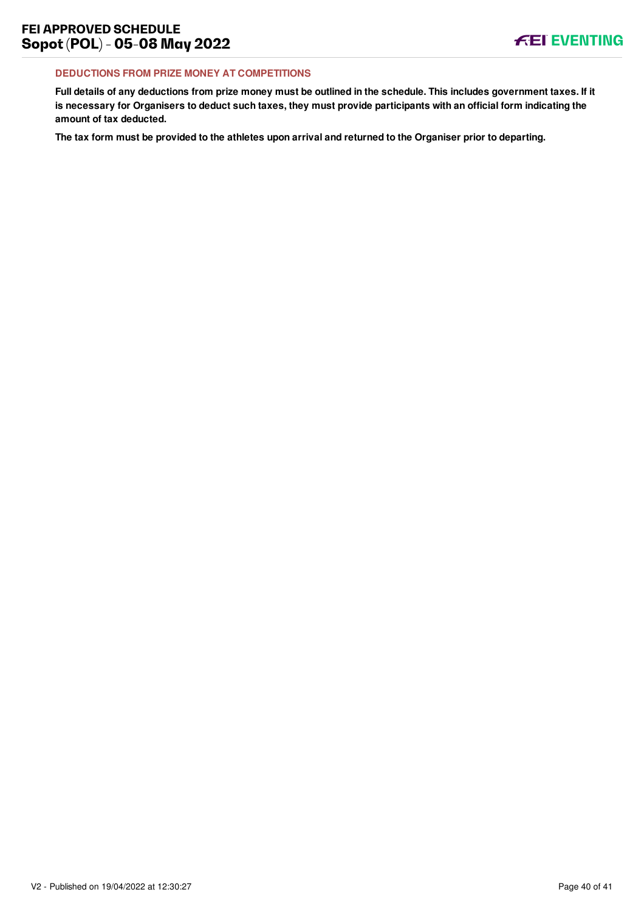#### DEDUCTIONS FROM PRIZE MONEY AT COMPETITIONS

**Full details of any deductions from prize money must be outlined in the schedule. This includes government taxes. If it is necessary for Organisers to deduct such taxes, they must provide participants with an official form indicating the amount of tax deducted.**

**The tax form must be provided to the athletes upon arrival and returned to the Organiser prior to departing.**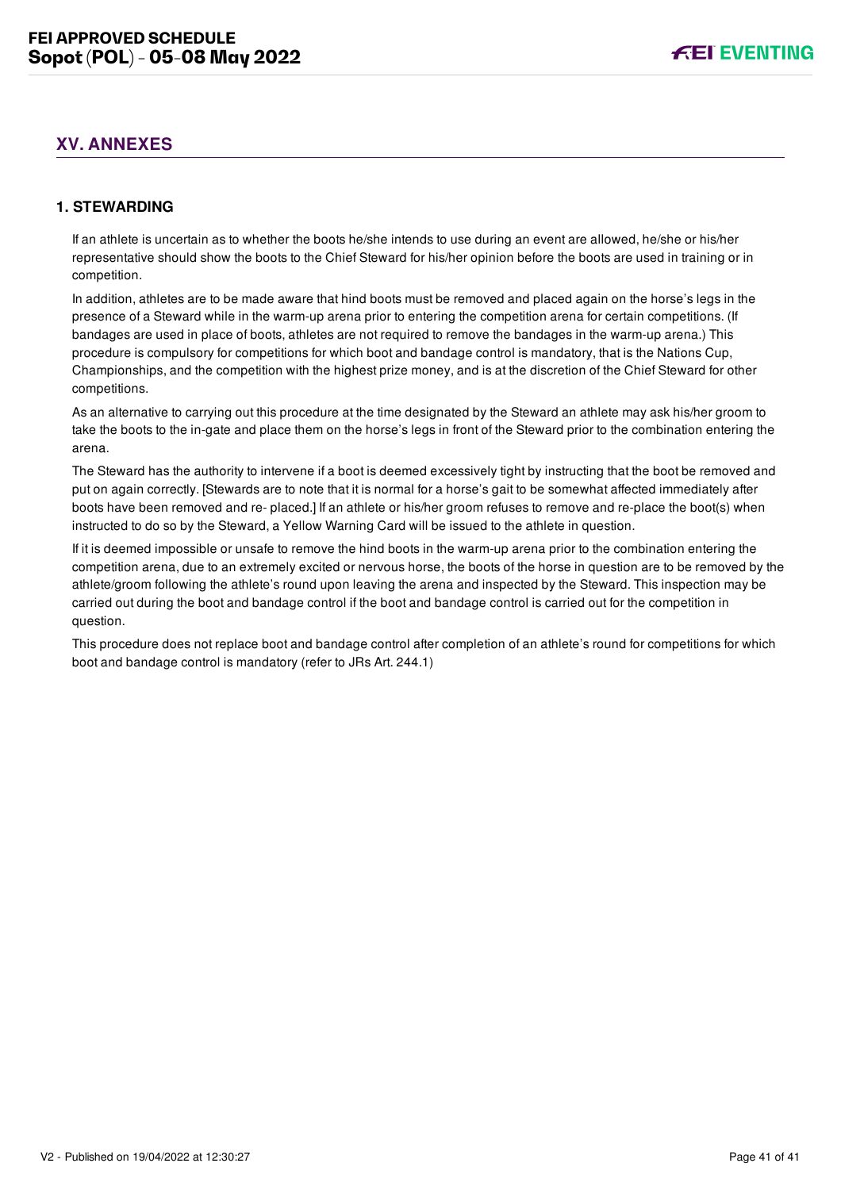## XV. ANNEXES

### 1. STEWARDING

If an athlete is uncertain as to whether the boots he/she intends to use during an event are allowed, he/she or his/her representative should show the boots to the Chief Steward for his/her opinion before the boots are used in training or in competition.

In addition, athletes are to be made aware that hind boots must be removed and placed again on the horse's legs in the presence of a Steward while in the warm-up arena prior to entering the competition arena for certain competitions. (If bandages are used in place of boots, athletes are not required to remove the bandages in the warm-up arena.) This procedure is compulsory for competitions for which boot and bandage control is mandatory, that is the Nations Cup, Championships, and the competition with the highest prize money, and is at the discretion of the Chief Steward for other competitions.

As an alternative to carrying out this procedure at the time designated by the Steward an athlete may ask his/her groom to take the boots to the in-gate and place them on the horse's legs in front of the Steward prior to the combination entering the arena.

The Steward has the authority to intervene if a boot is deemed excessively tight by instructing that the boot be removed and put on again correctly. [Stewards are to note that it is normal for a horse's gait to be somewhat affected immediately after boots have been removed and re- placed.] If an athlete or his/her groom refuses to remove and re-place the boot(s) when instructed to do so by the Steward, a Yellow Warning Card will be issued to the athlete in question.

If it is deemed impossible or unsafe to remove the hind boots in the warm-up arena prior to the combination entering the competition arena, due to an extremely excited or nervous horse, the boots of the horse in question are to be removed by the athlete/groom following the athlete's round upon leaving the arena and inspected by the Steward. This inspection may be carried out during the boot and bandage control if the boot and bandage control is carried out for the competition in question.

This procedure does not replace boot and bandage control after completion of an athlete's round for competitions for which boot and bandage control is mandatory (refer to JRs Art. 244.1)